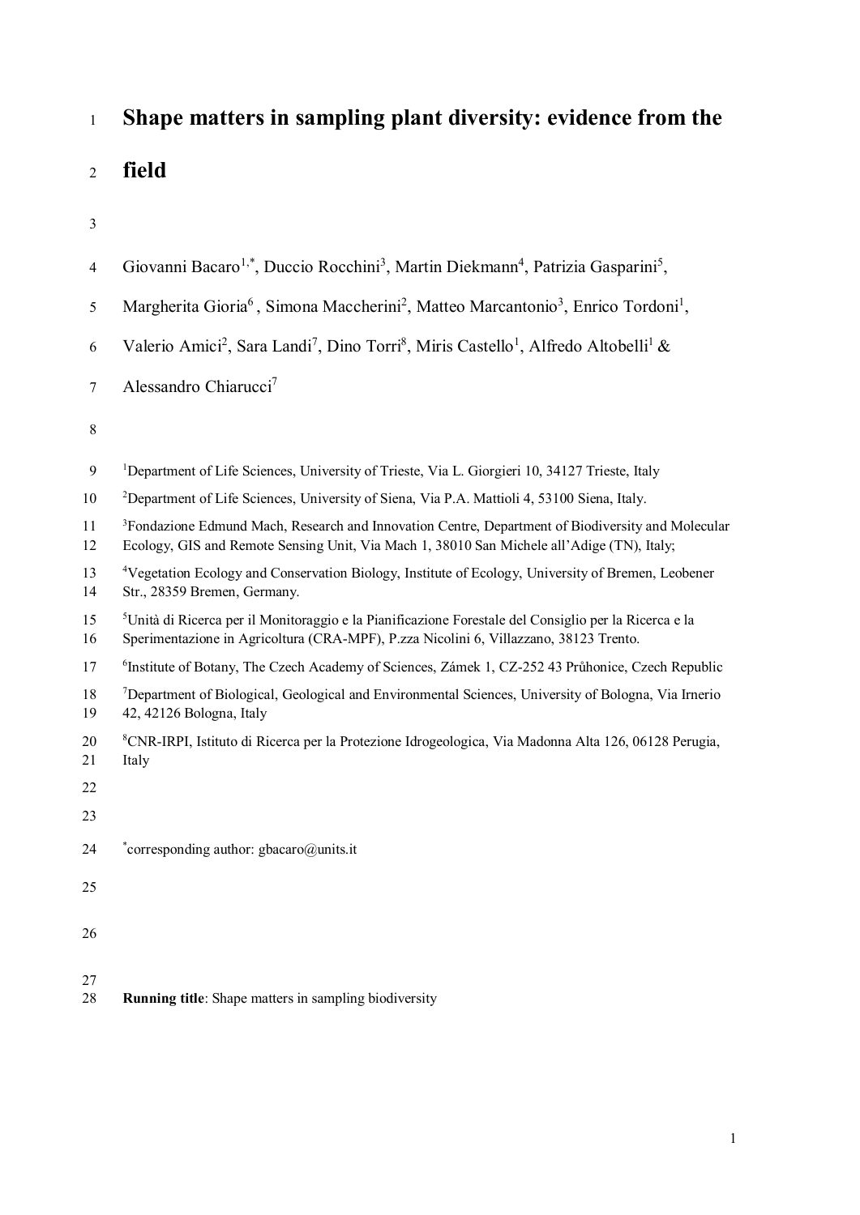# Shape matters in sampling plant diversity: evidence from the field

Giovanni Bacaro[1,*], Duccio Rocchini[3], Martin Diekmann[4], Patrizia Gasparini[5], Margherita Gioria[6], Simona Maccherini[2], Matteo Marcantonio[3], Enrico Tordoni[1], Valerio Amici[2], Sara Landi[7], Dino Torri[8], Miris Castello[1], Alfredo Altobelli[1] & Alessandro Chiarucci[7]

[1]Department of Life Sciences, University of Trieste, Via L. Giorgieri 10, 34127 Trieste, Italy

[2]Department of Life Sciences, University of Siena, Via P.A. Mattioli 4, 53100 Siena, Italy.

[3]Fondazione Edmund Mach, Research and Innovation Centre, Department of Biodiversity and Molecular Ecology, GIS and Remote Sensing Unit, Via Mach 1, 38010 San Michele all'Adige (TN), Italy;

[4]Vegetation Ecology and Conservation Biology, Institute of Ecology, University of Bremen, Leobener Str., 28359 Bremen, Germany.

[5]Unità di Ricerca per il Monitoraggio e la Pianificazione Forestale del Consiglio per la Ricerca e la Sperimentazione in Agricoltura (CRA-MPF), P.zza Nicolini 6, Villazzano, 38123 Trento.

[6]Institute of Botany, The Czech Academy of Sciences, Zámek 1, CZ-252 43 Průhonice, Czech Republic

[7]Department of Biological, Geological and Environmental Sciences, University of Bologna, Via Irnerio 42, 42126 Bologna, Italy

[8]CNR-IRPI, Istituto di Ricerca per la Protezione Idrogeologica, Via Madonna Alta 126, 06128 Perugia, Italy

*corresponding author: gbacaro@units.it

**Running title**: Shape matters in sampling biodiversity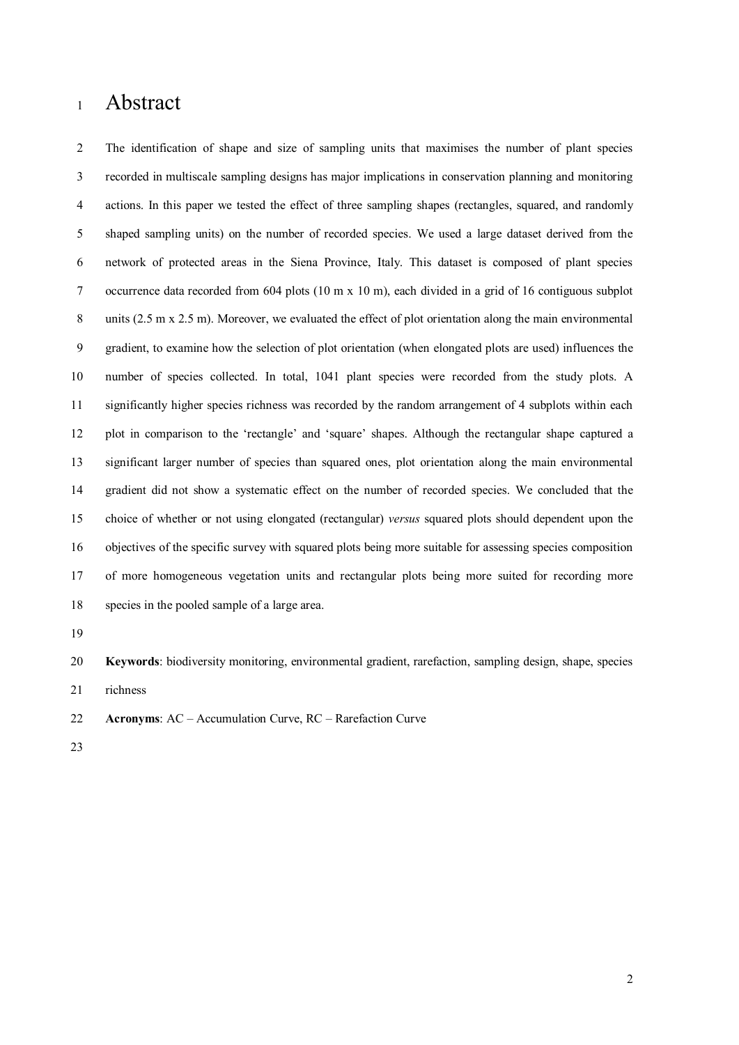# Abstract

The identification of shape and size of sampling units that maximises the number of plant species recorded in multiscale sampling designs has major implications in conservation planning and monitoring actions. In this paper we tested the effect of three sampling shapes (rectangles, squared, and randomly shaped sampling units) on the number of recorded species. We used a large dataset derived from the network of protected areas in the Siena Province, Italy. This dataset is composed of plant species occurrence data recorded from 604 plots (10 m x 10 m), each divided in a grid of 16 contiguous subplot units (2.5 m x 2.5 m). Moreover, we evaluated the effect of plot orientation along the main environmental gradient, to examine how the selection of plot orientation (when elongated plots are used) influences the number of species collected. In total, 1041 plant species were recorded from the study plots. A significantly higher species richness was recorded by the random arrangement of 4 subplots within each plot in comparison to the 'rectangle' and 'square' shapes. Although the rectangular shape captured a significant larger number of species than squared ones, plot orientation along the main environmental gradient did not show a systematic effect on the number of recorded species. We concluded that the choice of whether or not using elongated (rectangular) *versus* squared plots should dependent upon the objectives of the specific survey with squared plots being more suitable for assessing species composition of more homogeneous vegetation units and rectangular plots being more suited for recording more species in the pooled sample of a large area.

**Keywords**: biodiversity monitoring, environmental gradient, rarefaction, sampling design, shape, species richness

**Acronyms**: AC – Accumulation Curve, RC – Rarefaction Curve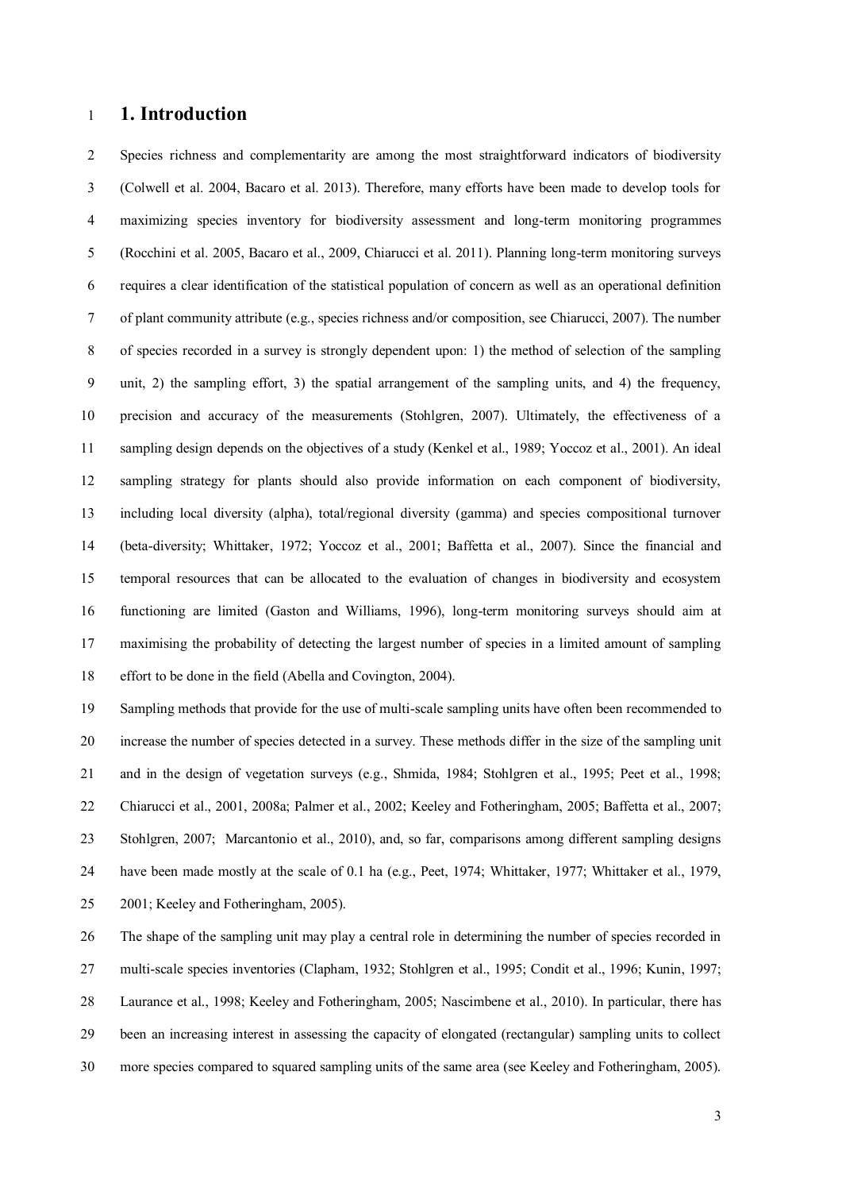# 1. Introduction

Species richness and complementarity are among the most straightforward indicators of biodiversity (Colwell et al. 2004, Bacaro et al. 2013). Therefore, many efforts have been made to develop tools for maximizing species inventory for biodiversity assessment and long-term monitoring programmes (Rocchini et al. 2005, Bacaro et al., 2009, Chiarucci et al. 2011). Planning long-term monitoring surveys requires a clear identification of the statistical population of concern as well as an operational definition of plant community attribute (e.g., species richness and/or composition, see Chiarucci, 2007). The number of species recorded in a survey is strongly dependent upon: 1) the method of selection of the sampling unit, 2) the sampling effort, 3) the spatial arrangement of the sampling units, and 4) the frequency, precision and accuracy of the measurements (Stohlgren, 2007). Ultimately, the effectiveness of a sampling design depends on the objectives of a study (Kenkel et al., 1989; Yoccoz et al., 2001). An ideal sampling strategy for plants should also provide information on each component of biodiversity, including local diversity (alpha), total/regional diversity (gamma) and species compositional turnover (beta-diversity; Whittaker, 1972; Yoccoz et al., 2001; Baffetta et al., 2007). Since the financial and temporal resources that can be allocated to the evaluation of changes in biodiversity and ecosystem functioning are limited (Gaston and Williams, 1996), long-term monitoring surveys should aim at maximising the probability of detecting the largest number of species in a limited amount of sampling effort to be done in the field (Abella and Covington, 2004).

Sampling methods that provide for the use of multi-scale sampling units have often been recommended to increase the number of species detected in a survey. These methods differ in the size of the sampling unit and in the design of vegetation surveys (e.g., Shmida, 1984; Stohlgren et al., 1995; Peet et al., 1998; Chiarucci et al., 2001, 2008a; Palmer et al., 2002; Keeley and Fotheringham, 2005; Baffetta et al., 2007; Stohlgren, 2007; Marcantonio et al., 2010), and, so far, comparisons among different sampling designs have been made mostly at the scale of 0.1 ha (e.g., Peet, 1974; Whittaker, 1977; Whittaker et al., 1979, 2001; Keeley and Fotheringham, 2005).

The shape of the sampling unit may play a central role in determining the number of species recorded in multi-scale species inventories (Clapham, 1932; Stohlgren et al., 1995; Condit et al., 1996; Kunin, 1997; Laurance et al., 1998; Keeley and Fotheringham, 2005; Nascimbene et al., 2010). In particular, there has been an increasing interest in assessing the capacity of elongated (rectangular) sampling units to collect more species compared to squared sampling units of the same area (see Keeley and Fotheringham, 2005).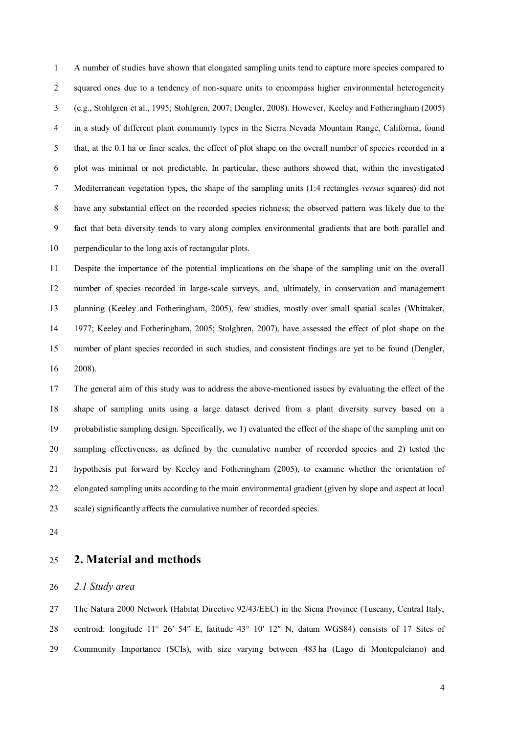A number of studies have shown that elongated sampling units tend to capture more species compared to squared ones due to a tendency of non-square units to encompass higher environmental heterogeneity (e.g., Stohlgren et al., 1995; Stohlgren, 2007; Dengler, 2008). However, Keeley and Fotheringham (2005) in a study of different plant community types in the Sierra Nevada Mountain Range, California, found that, at the 0.1 ha or finer scales, the effect of plot shape on the overall number of species recorded in a plot was minimal or not predictable. In particular, these authors showed that, within the investigated Mediterranean vegetation types, the shape of the sampling units (1:4 rectangles *versus* squares) did not have any substantial effect on the recorded species richness; the observed pattern was likely due to the fact that beta diversity tends to vary along complex environmental gradients that are both parallel and perpendicular to the long axis of rectangular plots.

Despite the importance of the potential implications on the shape of the sampling unit on the overall number of species recorded in large-scale surveys, and, ultimately, in conservation and management planning (Keeley and Fotheringham, 2005), few studies, mostly over small spatial scales (Whittaker, 1977; Keeley and Fotheringham, 2005; Stolghren, 2007), have assessed the effect of plot shape on the number of plant species recorded in such studies, and consistent findings are yet to be found (Dengler, 2008).

The general aim of this study was to address the above-mentioned issues by evaluating the effect of the shape of sampling units using a large dataset derived from a plant diversity survey based on a probabilistic sampling design. Specifically, we 1) evaluated the effect of the shape of the sampling unit on sampling effectiveness, as defined by the cumulative number of recorded species and 2) tested the hypothesis put forward by Keeley and Fotheringham (2005), to examine whether the orientation of elongated sampling units according to the main environmental gradient (given by slope and aspect at local scale) significantly affects the cumulative number of recorded species.

## 2. Material and methods

### *2.1 Study area*

The Natura 2000 Network (Habitat Directive 92/43/EEC) in the Siena Province (Tuscany, Central Italy, centroid: longitude 11° 26′ 54″ E, latitude 43° 10′ 12″ N, datum WGS84) consists of 17 Sites of Community Importance (SCIs), with size varying between 483 ha (Lago di Montepulciano) and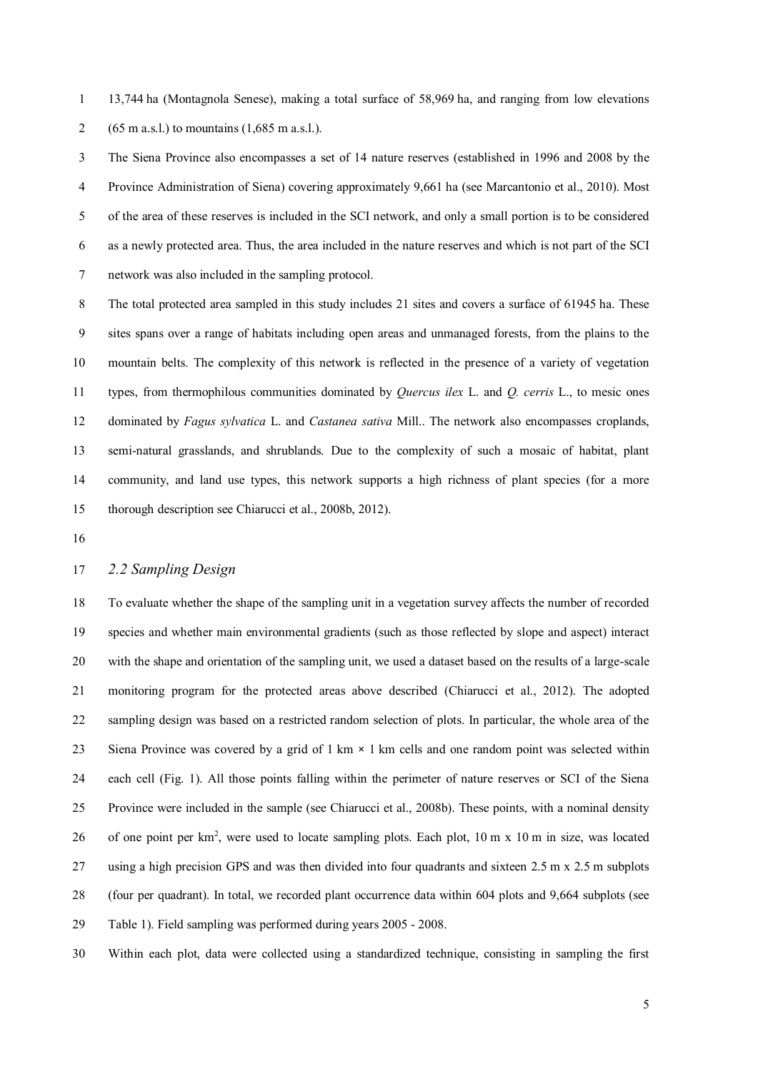13,744 ha (Montagnola Senese), making a total surface of 58,969 ha, and ranging from low elevations (65 m a.s.l.) to mountains (1,685 m a.s.l.).

The Siena Province also encompasses a set of 14 nature reserves (established in 1996 and 2008 by the Province Administration of Siena) covering approximately 9,661 ha (see Marcantonio et al., 2010). Most of the area of these reserves is included in the SCI network, and only a small portion is to be considered as a newly protected area. Thus, the area included in the nature reserves and which is not part of the SCI network was also included in the sampling protocol.

The total protected area sampled in this study includes 21 sites and covers a surface of 61945 ha. These sites spans over a range of habitats including open areas and unmanaged forests, from the plains to the mountain belts. The complexity of this network is reflected in the presence of a variety of vegetation types, from thermophilous communities dominated by *Quercus ilex* L. and *Q. cerris* L., to mesic ones dominated by *Fagus sylvatica* L. and *Castanea sativa* Mill.. The network also encompasses croplands, semi-natural grasslands, and shrublands. Due to the complexity of such a mosaic of habitat, plant community, and land use types, this network supports a high richness of plant species (for a more thorough description see Chiarucci et al., 2008b, 2012).

## *2.2 Sampling Design*

To evaluate whether the shape of the sampling unit in a vegetation survey affects the number of recorded species and whether main environmental gradients (such as those reflected by slope and aspect) interact with the shape and orientation of the sampling unit, we used a dataset based on the results of a large-scale monitoring program for the protected areas above described (Chiarucci et al., 2012). The adopted sampling design was based on a restricted random selection of plots. In particular, the whole area of the Siena Province was covered by a grid of 1 km × 1 km cells and one random point was selected within each cell (Fig. 1). All those points falling within the perimeter of nature reserves or SCI of the Siena Province were included in the sample (see Chiarucci et al., 2008b). These points, with a nominal density of one point per km$^2$, were used to locate sampling plots. Each plot, 10 m x 10 m in size, was located using a high precision GPS and was then divided into four quadrants and sixteen 2.5 m x 2.5 m subplots (four per quadrant). In total, we recorded plant occurrence data within 604 plots and 9,664 subplots (see Table 1). Field sampling was performed during years 2005 - 2008.

Within each plot, data were collected using a standardized technique, consisting in sampling the first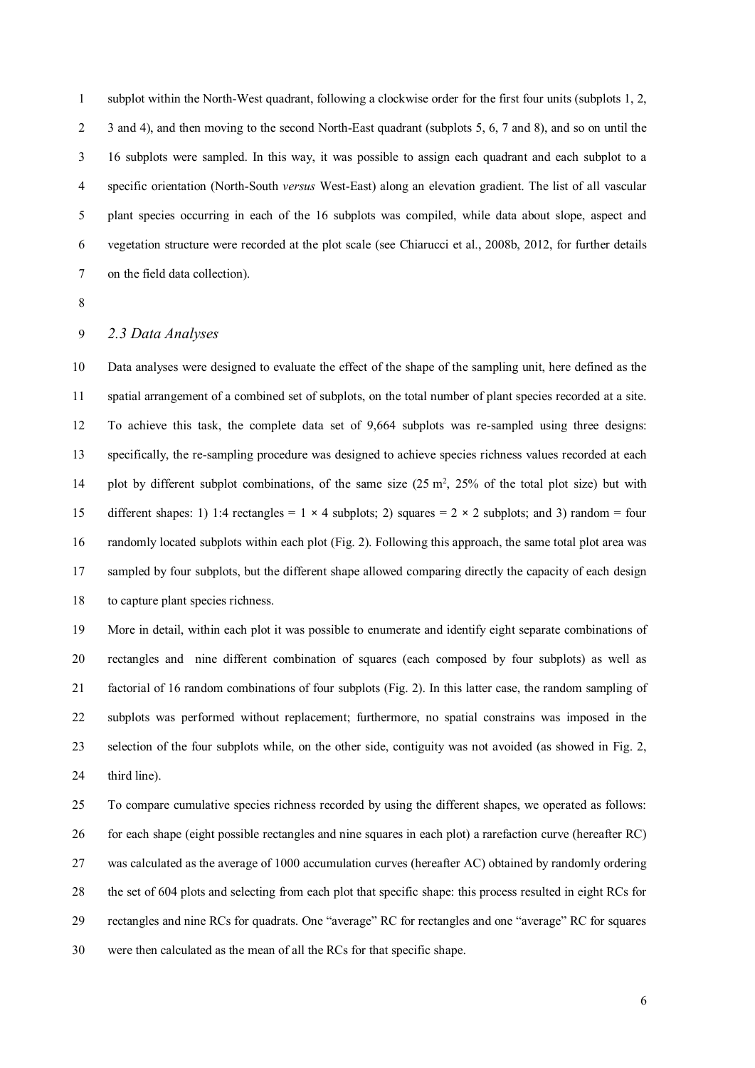subplot within the North-West quadrant, following a clockwise order for the first four units (subplots 1, 2, 3 and 4), and then moving to the second North-East quadrant (subplots 5, 6, 7 and 8), and so on until the 16 subplots were sampled. In this way, it was possible to assign each quadrant and each subplot to a specific orientation (North-South *versus* West-East) along an elevation gradient. The list of all vascular plant species occurring in each of the 16 subplots was compiled, while data about slope, aspect and vegetation structure were recorded at the plot scale (see Chiarucci et al., 2008b, 2012, for further details on the field data collection).

### *2.3 Data Analyses*

Data analyses were designed to evaluate the effect of the shape of the sampling unit, here defined as the spatial arrangement of a combined set of subplots, on the total number of plant species recorded at a site. To achieve this task, the complete data set of 9,664 subplots was re-sampled using three designs: specifically, the re-sampling procedure was designed to achieve species richness values recorded at each plot by different subplot combinations, of the same size (25 m$^2$, 25% of the total plot size) but with different shapes: 1) 1:4 rectangles = 1 × 4 subplots; 2) squares = 2 × 2 subplots; and 3) random = four randomly located subplots within each plot (Fig. 2). Following this approach, the same total plot area was sampled by four subplots, but the different shape allowed comparing directly the capacity of each design to capture plant species richness.

More in detail, within each plot it was possible to enumerate and identify eight separate combinations of rectangles and nine different combination of squares (each composed by four subplots) as well as factorial of 16 random combinations of four subplots (Fig. 2). In this latter case, the random sampling of subplots was performed without replacement; furthermore, no spatial constrains was imposed in the selection of the four subplots while, on the other side, contiguity was not avoided (as showed in Fig. 2, third line).

To compare cumulative species richness recorded by using the different shapes, we operated as follows: for each shape (eight possible rectangles and nine squares in each plot) a rarefaction curve (hereafter RC) was calculated as the average of 1000 accumulation curves (hereafter AC) obtained by randomly ordering the set of 604 plots and selecting from each plot that specific shape: this process resulted in eight RCs for rectangles and nine RCs for quadrats. One "average" RC for rectangles and one "average" RC for squares were then calculated as the mean of all the RCs for that specific shape.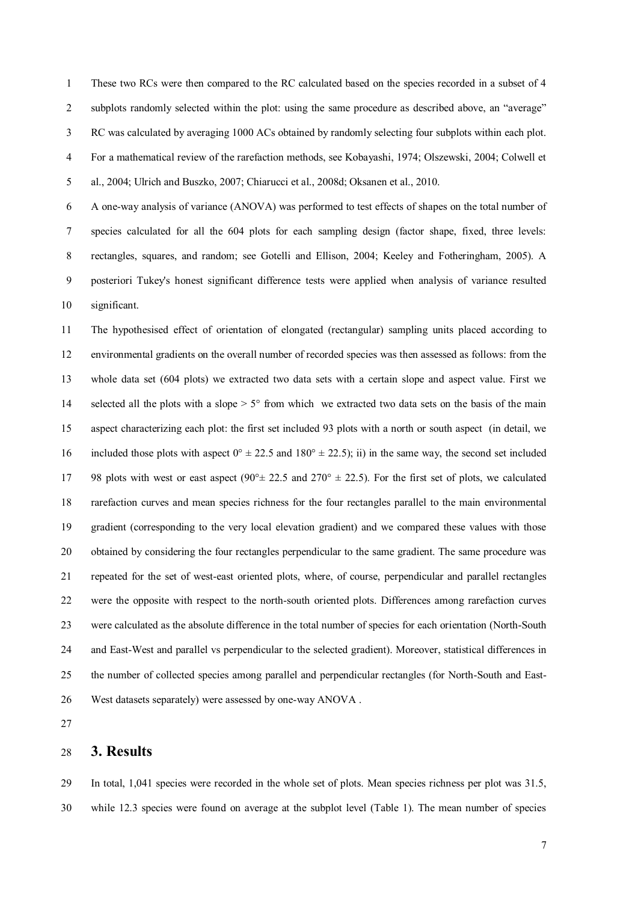These two RCs were then compared to the RC calculated based on the species recorded in a subset of 4 subplots randomly selected within the plot: using the same procedure as described above, an "average" RC was calculated by averaging 1000 ACs obtained by randomly selecting four subplots within each plot. For a mathematical review of the rarefaction methods, see Kobayashi, 1974; Olszewski, 2004; Colwell et al., 2004; Ulrich and Buszko, 2007; Chiarucci et al., 2008d; Oksanen et al., 2010.

A one-way analysis of variance (ANOVA) was performed to test effects of shapes on the total number of species calculated for all the 604 plots for each sampling design (factor shape, fixed, three levels: rectangles, squares, and random; see Gotelli and Ellison, 2004; Keeley and Fotheringham, 2005). A posteriori Tukey's honest significant difference tests were applied when analysis of variance resulted significant.

The hypothesised effect of orientation of elongated (rectangular) sampling units placed according to environmental gradients on the overall number of recorded species was then assessed as follows: from the whole data set (604 plots) we extracted two data sets with a certain slope and aspect value. First we selected all the plots with a slope > 5° from which we extracted two data sets on the basis of the main aspect characterizing each plot: the first set included 93 plots with a north or south aspect (in detail, we included those plots with aspect 0° ± 22.5 and 180° ± 22.5); ii) in the same way, the second set included 98 plots with west or east aspect (90°± 22.5 and 270° ± 22.5). For the first set of plots, we calculated rarefaction curves and mean species richness for the four rectangles parallel to the main environmental gradient (corresponding to the very local elevation gradient) and we compared these values with those obtained by considering the four rectangles perpendicular to the same gradient. The same procedure was repeated for the set of west-east oriented plots, where, of course, perpendicular and parallel rectangles were the opposite with respect to the north-south oriented plots. Differences among rarefaction curves were calculated as the absolute difference in the total number of species for each orientation (North-South and East-West and parallel vs perpendicular to the selected gradient). Moreover, statistical differences in the number of collected species among parallel and perpendicular rectangles (for North-South and East-West datasets separately) were assessed by one-way ANOVA .

## 3. Results

In total, 1,041 species were recorded in the whole set of plots. Mean species richness per plot was 31.5, while 12.3 species were found on average at the subplot level (Table 1). The mean number of species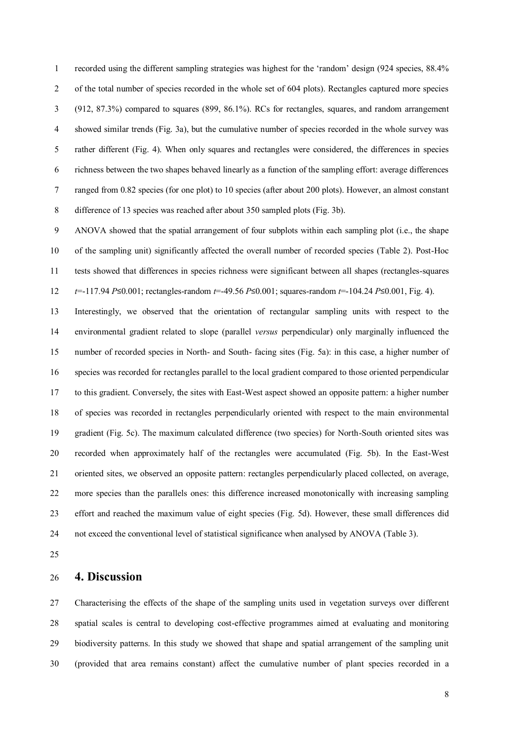recorded using the different sampling strategies was highest for the 'random' design (924 species, 88.4% of the total number of species recorded in the whole set of 604 plots). Rectangles captured more species (912, 87.3%) compared to squares (899, 86.1%). RCs for rectangles, squares, and random arrangement showed similar trends (Fig. 3a), but the cumulative number of species recorded in the whole survey was rather different (Fig. 4). When only squares and rectangles were considered, the differences in species richness between the two shapes behaved linearly as a function of the sampling effort: average differences ranged from 0.82 species (for one plot) to 10 species (after about 200 plots). However, an almost constant difference of 13 species was reached after about 350 sampled plots (Fig. 3b).

ANOVA showed that the spatial arrangement of four subplots within each sampling plot (i.e., the shape of the sampling unit) significantly affected the overall number of recorded species (Table 2). Post-Hoc tests showed that differences in species richness were significant between all shapes (rectangles-squares $t$=-117.94 $P$≤0.001; rectangles-random $t$=-49.56 $P$≤0.001; squares-random $t$=-104.24 $P$≤0.001, Fig. 4).

Interestingly, we observed that the orientation of rectangular sampling units with respect to the environmental gradient related to slope (parallel *versus* perpendicular) only marginally influenced the number of recorded species in North- and South- facing sites (Fig. 5a): in this case, a higher number of species was recorded for rectangles parallel to the local gradient compared to those oriented perpendicular to this gradient. Conversely, the sites with East-West aspect showed an opposite pattern: a higher number of species was recorded in rectangles perpendicularly oriented with respect to the main environmental gradient (Fig. 5c). The maximum calculated difference (two species) for North-South oriented sites was recorded when approximately half of the rectangles were accumulated (Fig. 5b). In the East-West oriented sites, we observed an opposite pattern: rectangles perpendicularly placed collected, on average, more species than the parallels ones: this difference increased monotonically with increasing sampling effort and reached the maximum value of eight species (Fig. 5d). However, these small differences did not exceed the conventional level of statistical significance when analysed by ANOVA (Table 3).

# 4. Discussion

Characterising the effects of the shape of the sampling units used in vegetation surveys over different spatial scales is central to developing cost-effective programmes aimed at evaluating and monitoring biodiversity patterns. In this study we showed that shape and spatial arrangement of the sampling unit (provided that area remains constant) affect the cumulative number of plant species recorded in a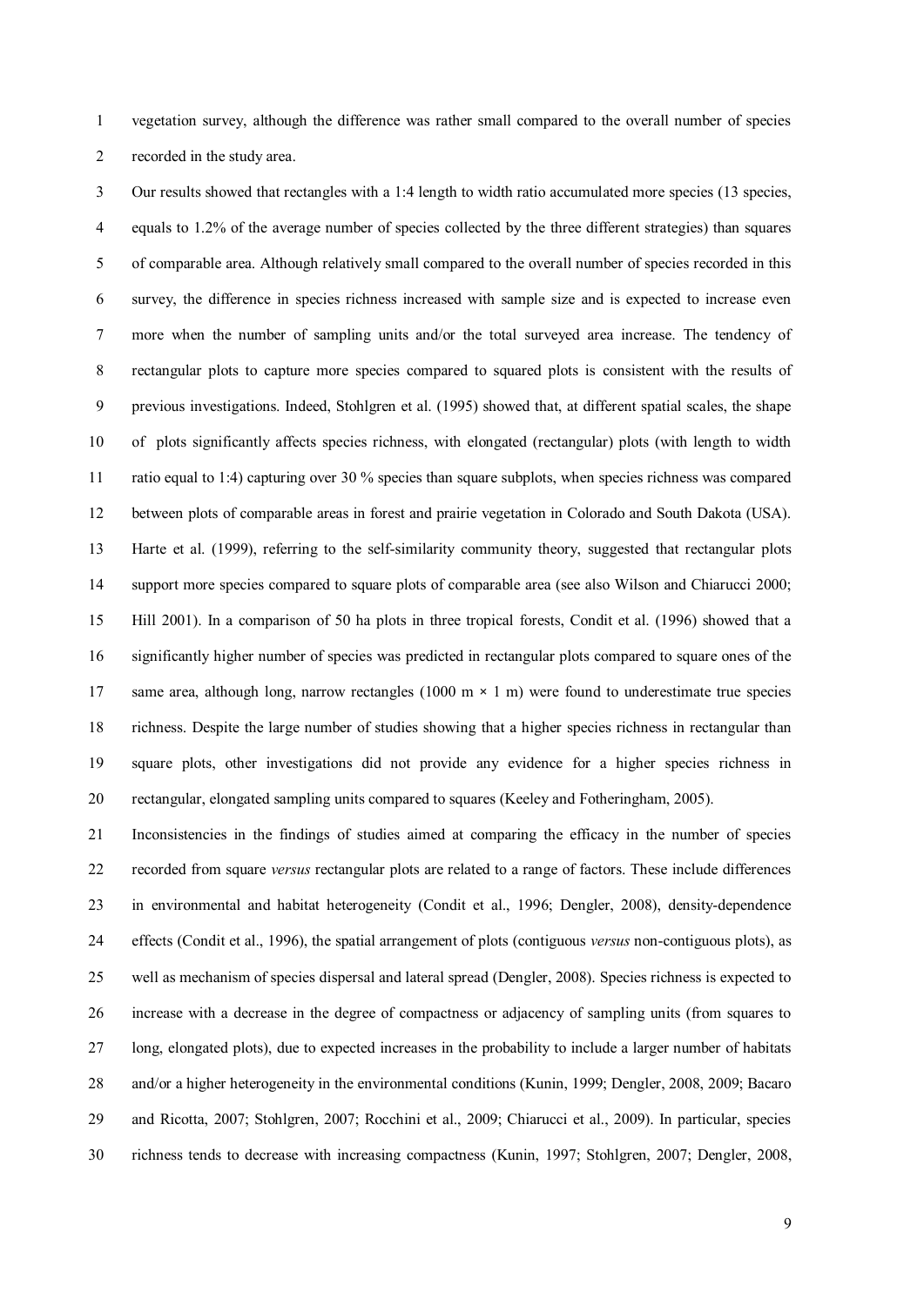vegetation survey, although the difference was rather small compared to the overall number of species recorded in the study area.

Our results showed that rectangles with a 1:4 length to width ratio accumulated more species (13 species, equals to 1.2% of the average number of species collected by the three different strategies) than squares of comparable area. Although relatively small compared to the overall number of species recorded in this survey, the difference in species richness increased with sample size and is expected to increase even more when the number of sampling units and/or the total surveyed area increase. The tendency of rectangular plots to capture more species compared to squared plots is consistent with the results of previous investigations. Indeed, Stohlgren et al. (1995) showed that, at different spatial scales, the shape of plots significantly affects species richness, with elongated (rectangular) plots (with length to width ratio equal to 1:4) capturing over 30 % species than square subplots, when species richness was compared between plots of comparable areas in forest and prairie vegetation in Colorado and South Dakota (USA). Harte et al. (1999), referring to the self-similarity community theory, suggested that rectangular plots support more species compared to square plots of comparable area (see also Wilson and Chiarucci 2000; Hill 2001). In a comparison of 50 ha plots in three tropical forests, Condit et al. (1996) showed that a significantly higher number of species was predicted in rectangular plots compared to square ones of the same area, although long, narrow rectangles (1000 m × 1 m) were found to underestimate true species richness. Despite the large number of studies showing that a higher species richness in rectangular than square plots, other investigations did not provide any evidence for a higher species richness in rectangular, elongated sampling units compared to squares (Keeley and Fotheringham, 2005).

Inconsistencies in the findings of studies aimed at comparing the efficacy in the number of species recorded from square *versus* rectangular plots are related to a range of factors. These include differences in environmental and habitat heterogeneity (Condit et al., 1996; Dengler, 2008), density-dependence effects (Condit et al., 1996), the spatial arrangement of plots (contiguous *versus* non-contiguous plots), as well as mechanism of species dispersal and lateral spread (Dengler, 2008). Species richness is expected to increase with a decrease in the degree of compactness or adjacency of sampling units (from squares to long, elongated plots), due to expected increases in the probability to include a larger number of habitats and/or a higher heterogeneity in the environmental conditions (Kunin, 1999; Dengler, 2008, 2009; Bacaro and Ricotta, 2007; Stohlgren, 2007; Rocchini et al., 2009; Chiarucci et al., 2009). In particular, species richness tends to decrease with increasing compactness (Kunin, 1997; Stohlgren, 2007; Dengler, 2008,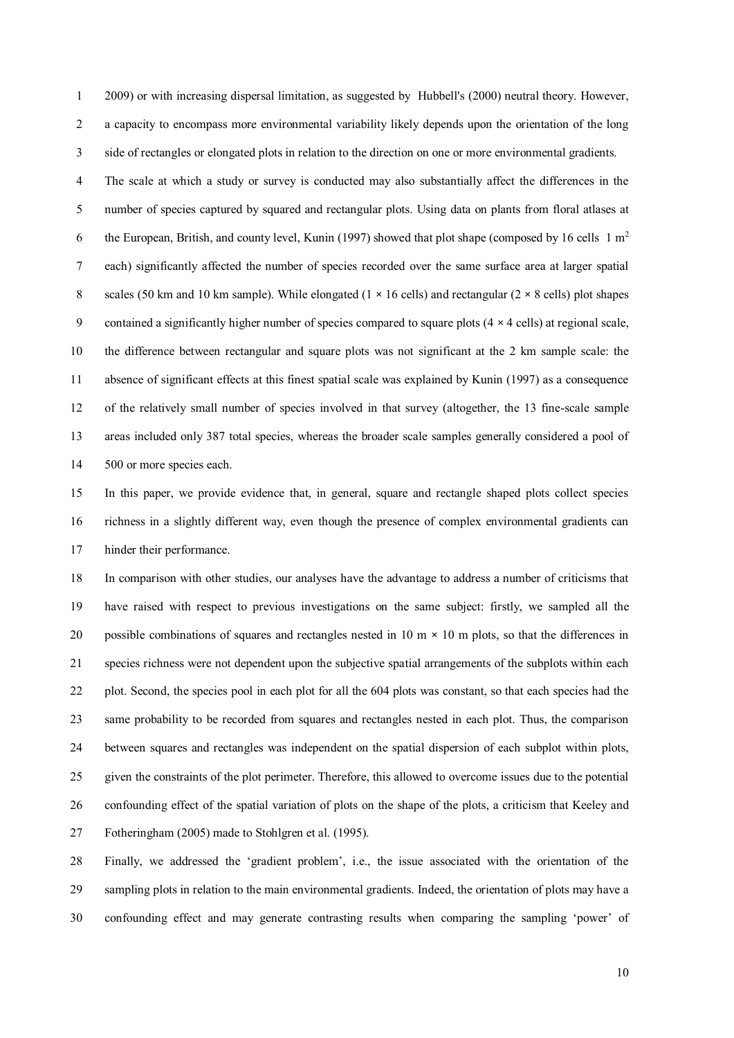2009) or with increasing dispersal limitation, as suggested by Hubbell's (2000) neutral theory. However, a capacity to encompass more environmental variability likely depends upon the orientation of the long side of rectangles or elongated plots in relation to the direction on one or more environmental gradients.

The scale at which a study or survey is conducted may also substantially affect the differences in the number of species captured by squared and rectangular plots. Using data on plants from floral atlases at the European, British, and county level, Kunin (1997) showed that plot shape (composed by 16 cells 1 $m^2$ each) significantly affected the number of species recorded over the same surface area at larger spatial scales (50 km and 10 km sample). While elongated (1 × 16 cells) and rectangular (2 × 8 cells) plot shapes contained a significantly higher number of species compared to square plots (4 × 4 cells) at regional scale, the difference between rectangular and square plots was not significant at the 2 km sample scale: the absence of significant effects at this finest spatial scale was explained by Kunin (1997) as a consequence of the relatively small number of species involved in that survey (altogether, the 13 fine-scale sample areas included only 387 total species, whereas the broader scale samples generally considered a pool of 500 or more species each.

In this paper, we provide evidence that, in general, square and rectangle shaped plots collect species richness in a slightly different way, even though the presence of complex environmental gradients can hinder their performance.

In comparison with other studies, our analyses have the advantage to address a number of criticisms that have raised with respect to previous investigations on the same subject: firstly, we sampled all the possible combinations of squares and rectangles nested in 10 m × 10 m plots, so that the differences in species richness were not dependent upon the subjective spatial arrangements of the subplots within each plot. Second, the species pool in each plot for all the 604 plots was constant, so that each species had the same probability to be recorded from squares and rectangles nested in each plot. Thus, the comparison between squares and rectangles was independent on the spatial dispersion of each subplot within plots, given the constraints of the plot perimeter. Therefore, this allowed to overcome issues due to the potential confounding effect of the spatial variation of plots on the shape of the plots, a criticism that Keeley and Fotheringham (2005) made to Stohlgren et al. (1995).

Finally, we addressed the 'gradient problem', i.e., the issue associated with the orientation of the sampling plots in relation to the main environmental gradients. Indeed, the orientation of plots may have a confounding effect and may generate contrasting results when comparing the sampling 'power' of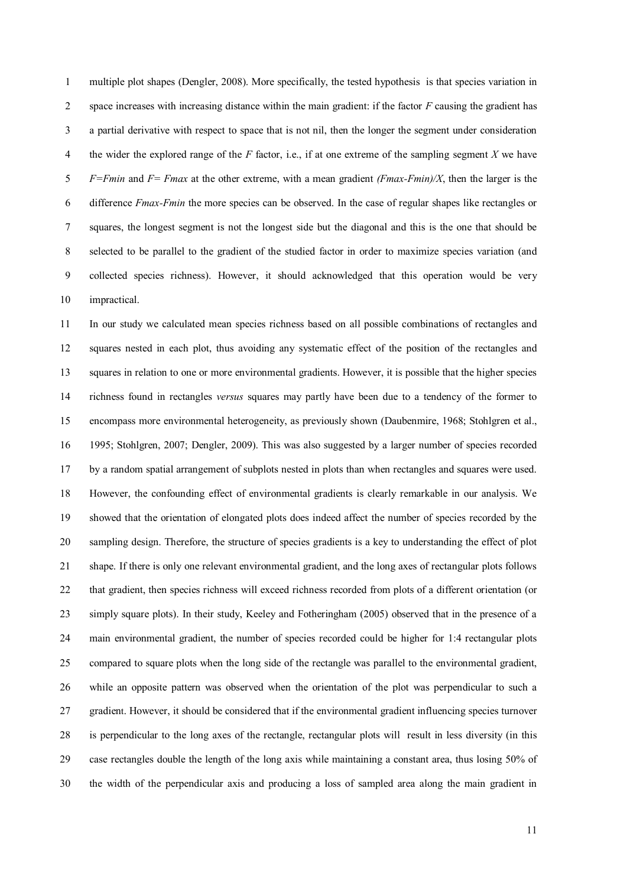multiple plot shapes (Dengler, 2008). More specifically, the tested hypothesis is that species variation in space increases with increasing distance within the main gradient: if the factor $F$ causing the gradient has a partial derivative with respect to space that is not nil, then the longer the segment under consideration the wider the explored range of the $F$ factor, i.e., if at one extreme of the sampling segment $X$ we have $F=F_{min}$ and $F=F_{max}$ at the other extreme, with a mean gradient $(F_{max}-F_{min})/X$, then the larger is the difference $F_{max}-F_{min}$ the more species can be observed. In the case of regular shapes like rectangles or squares, the longest segment is not the longest side but the diagonal and this is the one that should be selected to be parallel to the gradient of the studied factor in order to maximize species variation (and collected species richness). However, it should acknowledged that this operation would be very impractical.

In our study we calculated mean species richness based on all possible combinations of rectangles and squares nested in each plot, thus avoiding any systematic effect of the position of the rectangles and squares in relation to one or more environmental gradients. However, it is possible that the higher species richness found in rectangles *versus* squares may partly have been due to a tendency of the former to encompass more environmental heterogeneity, as previously shown (Daubenmire, 1968; Stohlgren et al., 1995; Stohlgren, 2007; Dengler, 2009). This was also suggested by a larger number of species recorded by a random spatial arrangement of subplots nested in plots than when rectangles and squares were used. However, the confounding effect of environmental gradients is clearly remarkable in our analysis. We showed that the orientation of elongated plots does indeed affect the number of species recorded by the sampling design. Therefore, the structure of species gradients is a key to understanding the effect of plot shape. If there is only one relevant environmental gradient, and the long axes of rectangular plots follows that gradient, then species richness will exceed richness recorded from plots of a different orientation (or simply square plots). In their study, Keeley and Fotheringham (2005) observed that in the presence of a main environmental gradient, the number of species recorded could be higher for 1:4 rectangular plots compared to square plots when the long side of the rectangle was parallel to the environmental gradient, while an opposite pattern was observed when the orientation of the plot was perpendicular to such a gradient. However, it should be considered that if the environmental gradient influencing species turnover is perpendicular to the long axes of the rectangle, rectangular plots will result in less diversity (in this case rectangles double the length of the long axis while maintaining a constant area, thus losing 50% of the width of the perpendicular axis and producing a loss of sampled area along the main gradient in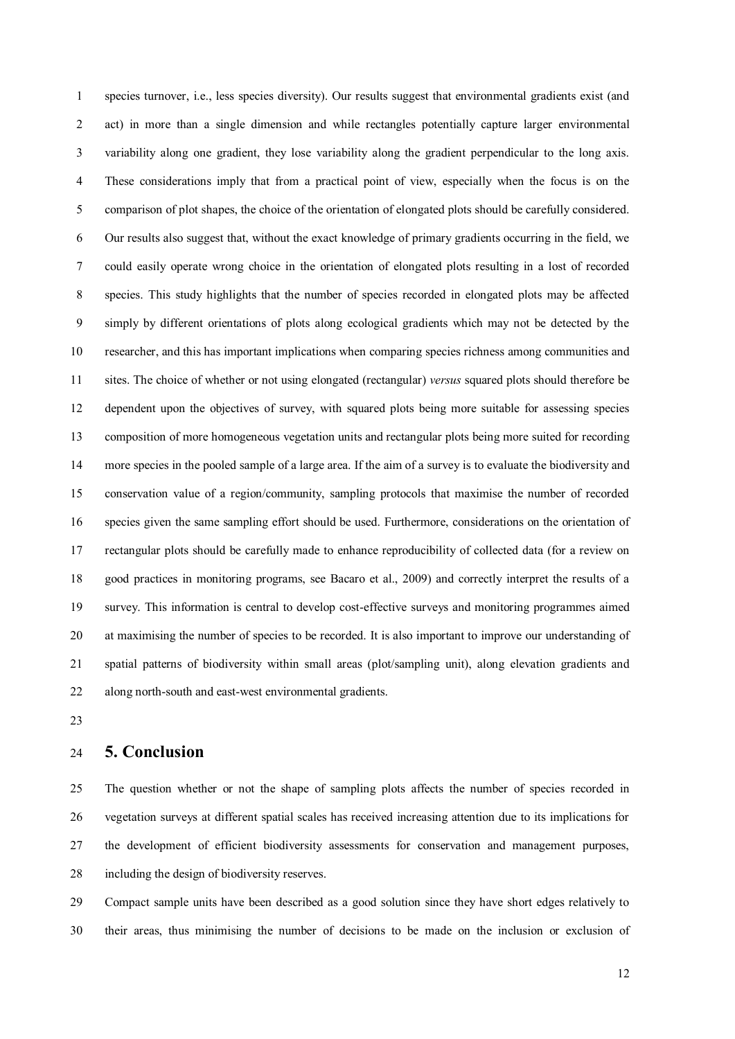species turnover, i.e., less species diversity). Our results suggest that environmental gradients exist (and act) in more than a single dimension and while rectangles potentially capture larger environmental variability along one gradient, they lose variability along the gradient perpendicular to the long axis. These considerations imply that from a practical point of view, especially when the focus is on the comparison of plot shapes, the choice of the orientation of elongated plots should be carefully considered. Our results also suggest that, without the exact knowledge of primary gradients occurring in the field, we could easily operate wrong choice in the orientation of elongated plots resulting in a lost of recorded species. This study highlights that the number of species recorded in elongated plots may be affected simply by different orientations of plots along ecological gradients which may not be detected by the researcher, and this has important implications when comparing species richness among communities and sites. The choice of whether or not using elongated (rectangular) *versus* squared plots should therefore be dependent upon the objectives of survey, with squared plots being more suitable for assessing species composition of more homogeneous vegetation units and rectangular plots being more suited for recording more species in the pooled sample of a large area. If the aim of a survey is to evaluate the biodiversity and conservation value of a region/community, sampling protocols that maximise the number of recorded species given the same sampling effort should be used. Furthermore, considerations on the orientation of rectangular plots should be carefully made to enhance reproducibility of collected data (for a review on good practices in monitoring programs, see Bacaro et al., 2009) and correctly interpret the results of a survey. This information is central to develop cost-effective surveys and monitoring programmes aimed at maximising the number of species to be recorded. It is also important to improve our understanding of spatial patterns of biodiversity within small areas (plot/sampling unit), along elevation gradients and along north-south and east-west environmental gradients.

## 5. Conclusion

The question whether or not the shape of sampling plots affects the number of species recorded in vegetation surveys at different spatial scales has received increasing attention due to its implications for the development of efficient biodiversity assessments for conservation and management purposes, including the design of biodiversity reserves.

Compact sample units have been described as a good solution since they have short edges relatively to their areas, thus minimising the number of decisions to be made on the inclusion or exclusion of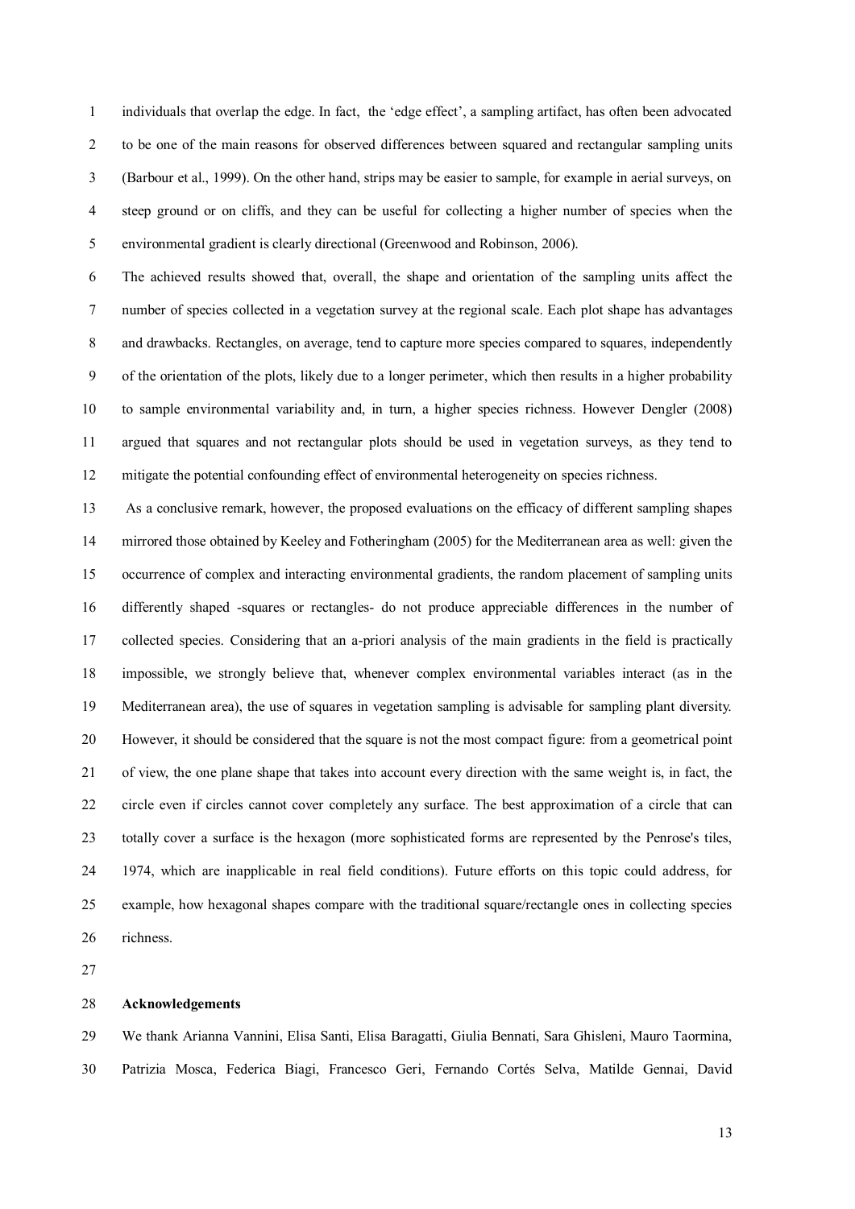individuals that overlap the edge. In fact, the 'edge effect', a sampling artifact, has often been advocated to be one of the main reasons for observed differences between squared and rectangular sampling units (Barbour et al., 1999). On the other hand, strips may be easier to sample, for example in aerial surveys, on steep ground or on cliffs, and they can be useful for collecting a higher number of species when the environmental gradient is clearly directional (Greenwood and Robinson, 2006).

The achieved results showed that, overall, the shape and orientation of the sampling units affect the number of species collected in a vegetation survey at the regional scale. Each plot shape has advantages and drawbacks. Rectangles, on average, tend to capture more species compared to squares, independently of the orientation of the plots, likely due to a longer perimeter, which then results in a higher probability to sample environmental variability and, in turn, a higher species richness. However Dengler (2008) argued that squares and not rectangular plots should be used in vegetation surveys, as they tend to mitigate the potential confounding effect of environmental heterogeneity on species richness.

As a conclusive remark, however, the proposed evaluations on the efficacy of different sampling shapes mirrored those obtained by Keeley and Fotheringham (2005) for the Mediterranean area as well: given the occurrence of complex and interacting environmental gradients, the random placement of sampling units differently shaped -squares or rectangles- do not produce appreciable differences in the number of collected species. Considering that an a-priori analysis of the main gradients in the field is practically impossible, we strongly believe that, whenever complex environmental variables interact (as in the Mediterranean area), the use of squares in vegetation sampling is advisable for sampling plant diversity. However, it should be considered that the square is not the most compact figure: from a geometrical point of view, the one plane shape that takes into account every direction with the same weight is, in fact, the circle even if circles cannot cover completely any surface. The best approximation of a circle that can totally cover a surface is the hexagon (more sophisticated forms are represented by the Penrose's tiles, 1974, which are inapplicable in real field conditions). Future efforts on this topic could address, for example, how hexagonal shapes compare with the traditional square/rectangle ones in collecting species richness.

## Acknowledgements

We thank Arianna Vannini, Elisa Santi, Elisa Baragatti, Giulia Bennati, Sara Ghisleni, Mauro Taormina, Patrizia Mosca, Federica Biagi, Francesco Geri, Fernando Cortés Selva, Matilde Gennai, David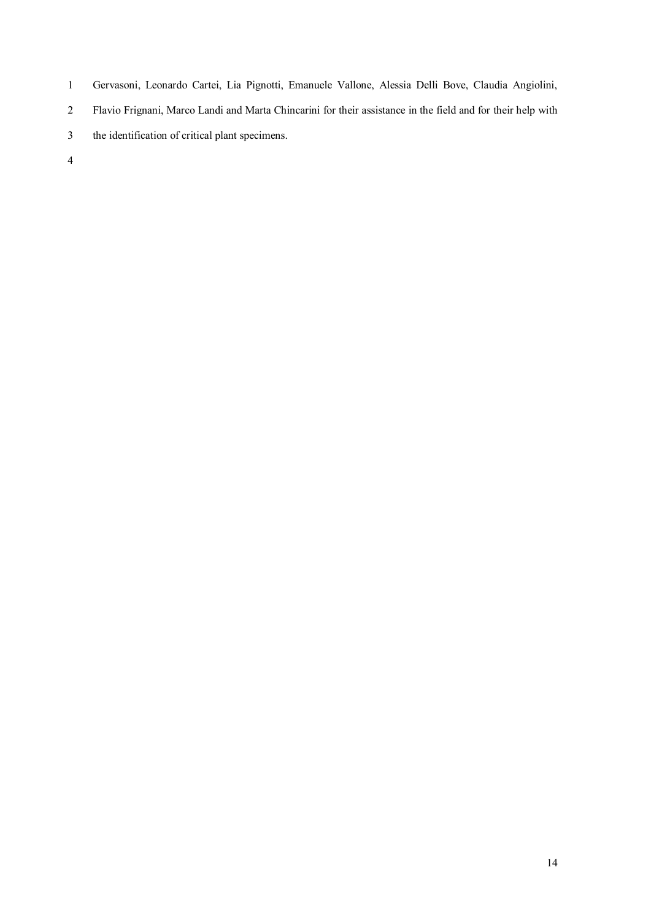Gervasoni, Leonardo Cartei, Lia Pignotti, Emanuele Vallone, Alessia Delli Bove, Claudia Angiolini, Flavio Frignani, Marco Landi and Marta Chincarini for their assistance in the field and for their help with the identification of critical plant specimens.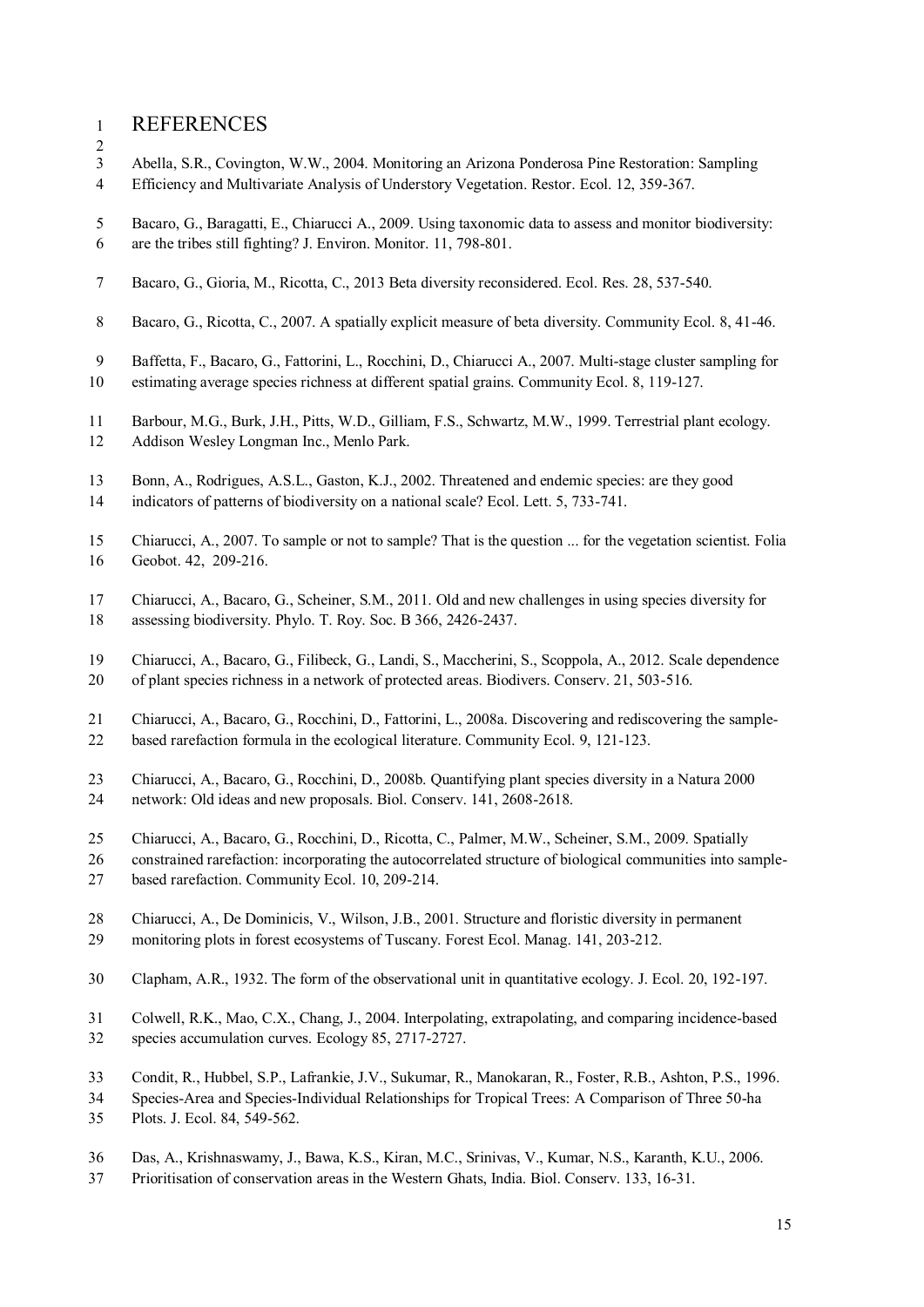# REFERENCES

Abella, S.R., Covington, W.W., 2004. Monitoring an Arizona Ponderosa Pine Restoration: Sampling Efficiency and Multivariate Analysis of Understory Vegetation. Restor. Ecol. 12, 359-367.

Bacaro, G., Baragatti, E., Chiarucci A., 2009. Using taxonomic data to assess and monitor biodiversity: are the tribes still fighting? J. Environ. Monitor. 11, 798-801.

Bacaro, G., Gioria, M., Ricotta, C., 2013 Beta diversity reconsidered. Ecol. Res. 28, 537-540.

Bacaro, G., Ricotta, C., 2007. A spatially explicit measure of beta diversity. Community Ecol. 8, 41-46.

Baffetta, F., Bacaro, G., Fattorini, L., Rocchini, D., Chiarucci A., 2007. Multi-stage cluster sampling for estimating average species richness at different spatial grains. Community Ecol. 8, 119-127.

Barbour, M.G., Burk, J.H., Pitts, W.D., Gilliam, F.S., Schwartz, M.W., 1999. Terrestrial plant ecology. Addison Wesley Longman Inc., Menlo Park.

Bonn, A., Rodrigues, A.S.L., Gaston, K.J., 2002. Threatened and endemic species: are they good indicators of patterns of biodiversity on a national scale? Ecol. Lett. 5, 733-741.

Chiarucci, A., 2007. To sample or not to sample? That is the question ... for the vegetation scientist. Folia Geobot. 42, 209-216.

Chiarucci, A., Bacaro, G., Scheiner, S.M., 2011. Old and new challenges in using species diversity for assessing biodiversity. Phylo. T. Roy. Soc. B 366, 2426-2437.

Chiarucci, A., Bacaro, G., Filibeck, G., Landi, S., Maccherini, S., Scoppola, A., 2012. Scale dependence of plant species richness in a network of protected areas. Biodivers. Conserv. 21, 503-516.

Chiarucci, A., Bacaro, G., Rocchini, D., Fattorini, L., 2008a. Discovering and rediscovering the sample-based rarefaction formula in the ecological literature. Community Ecol. 9, 121-123.

Chiarucci, A., Bacaro, G., Rocchini, D., 2008b. Quantifying plant species diversity in a Natura 2000 network: Old ideas and new proposals. Biol. Conserv. 141, 2608-2618.

Chiarucci, A., Bacaro, G., Rocchini, D., Ricotta, C., Palmer, M.W., Scheiner, S.M., 2009. Spatially constrained rarefaction: incorporating the autocorrelated structure of biological communities into sample-based rarefaction. Community Ecol. 10, 209-214.

Chiarucci, A., De Dominicis, V., Wilson, J.B., 2001. Structure and floristic diversity in permanent monitoring plots in forest ecosystems of Tuscany. Forest Ecol. Manag. 141, 203-212.

Clapham, A.R., 1932. The form of the observational unit in quantitative ecology. J. Ecol. 20, 192-197.

Colwell, R.K., Mao, C.X., Chang, J., 2004. Interpolating, extrapolating, and comparing incidence-based species accumulation curves. Ecology 85, 2717-2727.

Condit, R., Hubbel, S.P., Lafrankie, J.V., Sukumar, R., Manokaran, R., Foster, R.B., Ashton, P.S., 1996. Species-Area and Species-Individual Relationships for Tropical Trees: A Comparison of Three 50-ha Plots. J. Ecol. 84, 549-562.

Das, A., Krishnaswamy, J., Bawa, K.S., Kiran, M.C., Srinivas, V., Kumar, N.S., Karanth, K.U., 2006. Prioritisation of conservation areas in the Western Ghats, India. Biol. Conserv. 133, 16-31.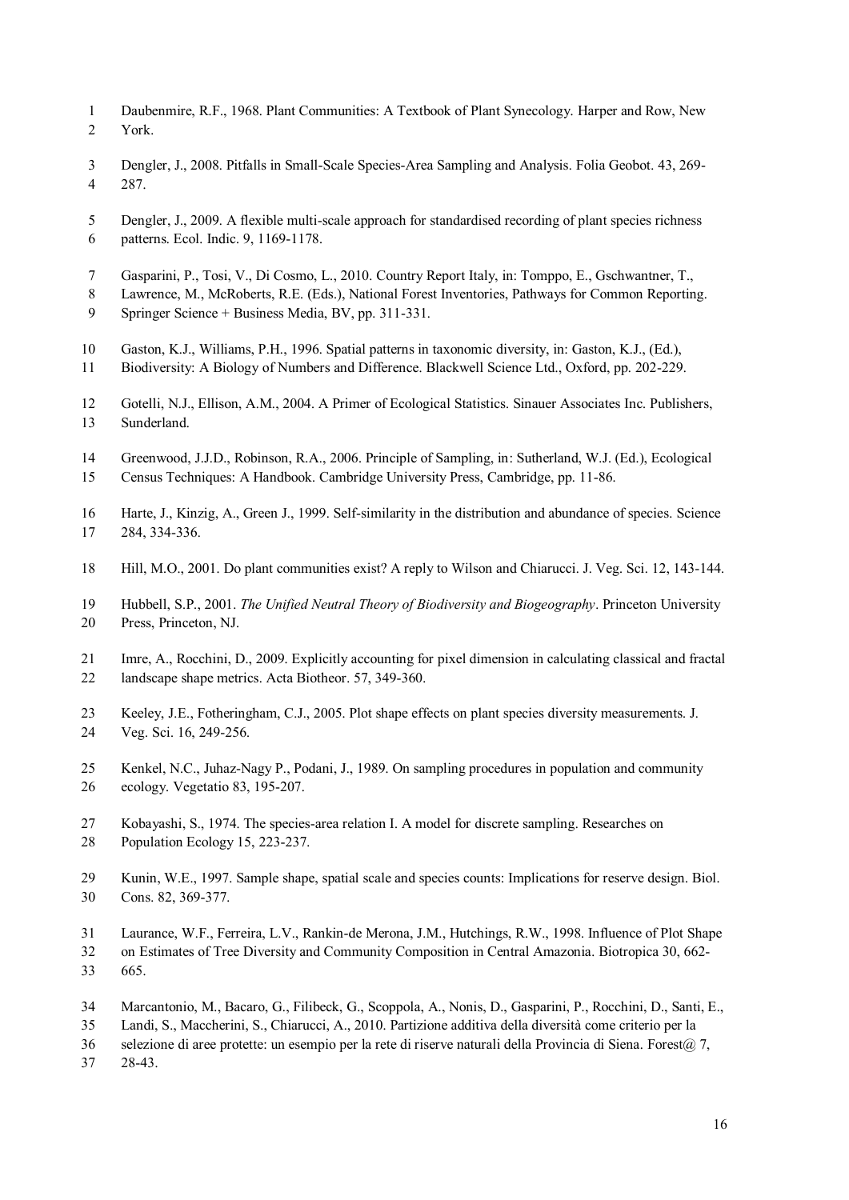Daubenmire, R.F., 1968. Plant Communities: A Textbook of Plant Synecology. Harper and Row, New York.

Dengler, J., 2008. Pitfalls in Small-Scale Species-Area Sampling and Analysis. Folia Geobot. 43, 269-287.

Dengler, J., 2009. A flexible multi-scale approach for standardised recording of plant species richness patterns. Ecol. Indic. 9, 1169-1178.

Gasparini, P., Tosi, V., Di Cosmo, L., 2010. Country Report Italy, in: Tomppo, E., Gschwantner, T., Lawrence, M., McRoberts, R.E. (Eds.), National Forest Inventories, Pathways for Common Reporting. Springer Science + Business Media, BV, pp. 311-331.

Gaston, K.J., Williams, P.H., 1996. Spatial patterns in taxonomic diversity, in: Gaston, K.J., (Ed.), Biodiversity: A Biology of Numbers and Difference. Blackwell Science Ltd., Oxford, pp. 202-229.

Gotelli, N.J., Ellison, A.M., 2004. A Primer of Ecological Statistics. Sinauer Associates Inc. Publishers, Sunderland.

Greenwood, J.J.D., Robinson, R.A., 2006. Principle of Sampling, in: Sutherland, W.J. (Ed.), Ecological Census Techniques: A Handbook. Cambridge University Press, Cambridge, pp. 11-86.

Harte, J., Kinzig, A., Green J., 1999. Self-similarity in the distribution and abundance of species. Science 284, 334-336.

Hill, M.O., 2001. Do plant communities exist? A reply to Wilson and Chiarucci. J. Veg. Sci. 12, 143-144.

Hubbell, S.P., 2001. *The Unified Neutral Theory of Biodiversity and Biogeography*. Princeton University Press, Princeton, NJ.

Imre, A., Rocchini, D., 2009. Explicitly accounting for pixel dimension in calculating classical and fractal landscape shape metrics. Acta Biotheor. 57, 349-360.

Keeley, J.E., Fotheringham, C.J., 2005. Plot shape effects on plant species diversity measurements. J. Veg. Sci. 16, 249-256.

Kenkel, N.C., Juhaz-Nagy P., Podani, J., 1989. On sampling procedures in population and community ecology. Vegetatio 83, 195-207.

Kobayashi, S., 1974. The species-area relation I. A model for discrete sampling. Researches on Population Ecology 15, 223-237.

Kunin, W.E., 1997. Sample shape, spatial scale and species counts: Implications for reserve design. Biol. Cons. 82, 369-377.

Laurance, W.F., Ferreira, L.V., Rankin-de Merona, J.M., Hutchings, R.W., 1998. Influence of Plot Shape on Estimates of Tree Diversity and Community Composition in Central Amazonia. Biotropica 30, 662-665.

Marcantonio, M., Bacaro, G., Filibeck, G., Scoppola, A., Nonis, D., Gasparini, P., Rocchini, D., Santi, E., Landi, S., Maccherini, S., Chiarucci, A., 2010. Partizione additiva della diversità come criterio per la selezione di aree protette: un esempio per la rete di riserve naturali della Provincia di Siena. Forest@ 7, 28-43.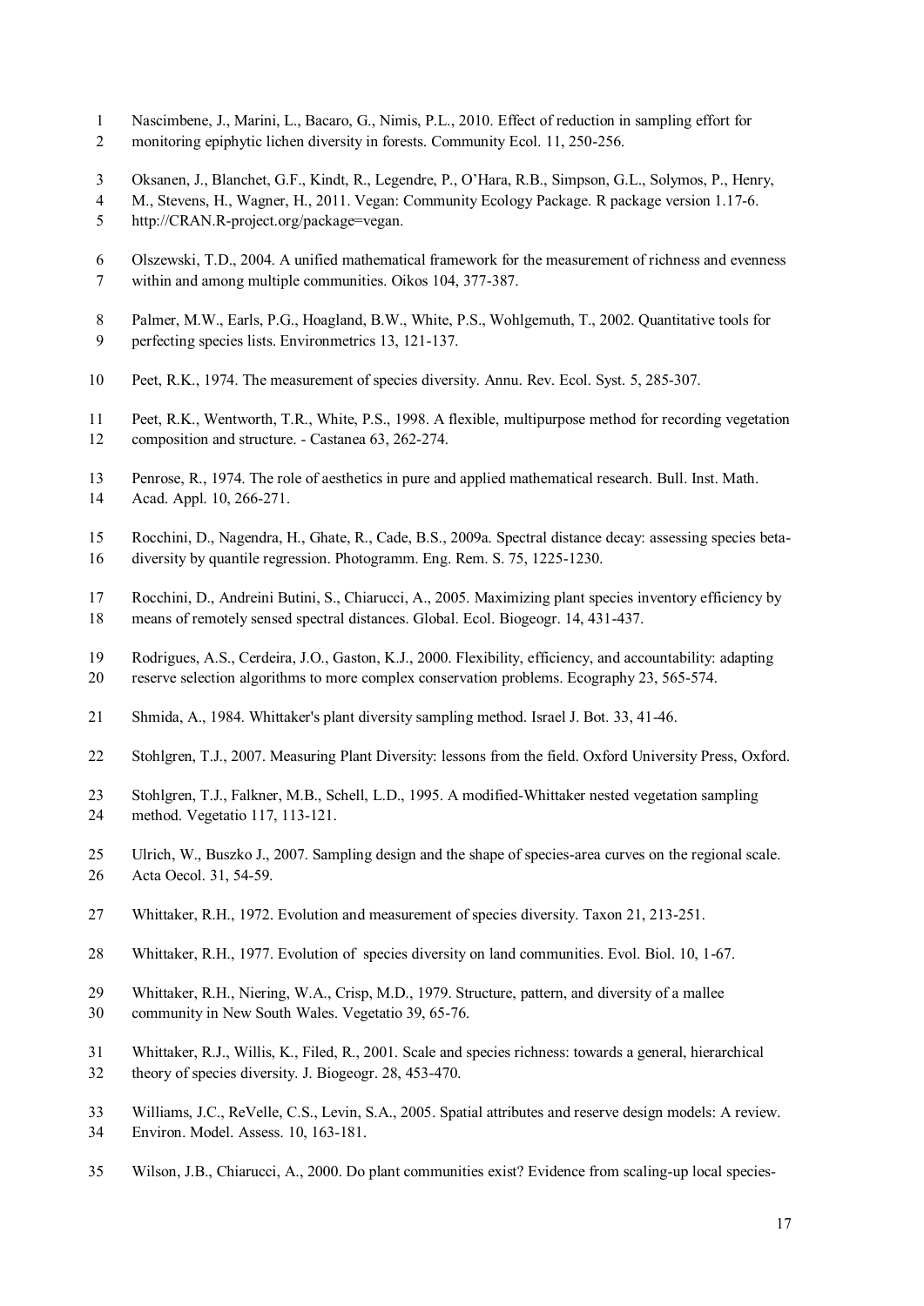Nascimbene, J., Marini, L., Bacaro, G., Nimis, P.L., 2010. Effect of reduction in sampling effort for monitoring epiphytic lichen diversity in forests. Community Ecol. 11, 250-256.

Oksanen, J., Blanchet, G.F., Kindt, R., Legendre, P., O'Hara, R.B., Simpson, G.L., Solymos, P., Henry, M., Stevens, H., Wagner, H., 2011. Vegan: Community Ecology Package. R package version 1.17-6. http://CRAN.R-project.org/package=vegan.

Olszewski, T.D., 2004. A unified mathematical framework for the measurement of richness and evenness within and among multiple communities. Oikos 104, 377-387.

Palmer, M.W., Earls, P.G., Hoagland, B.W., White, P.S., Wohlgemuth, T., 2002. Quantitative tools for perfecting species lists. Environmetrics 13, 121-137.

Peet, R.K., 1974. The measurement of species diversity. Annu. Rev. Ecol. Syst. 5, 285-307.

Peet, R.K., Wentworth, T.R., White, P.S., 1998. A flexible, multipurpose method for recording vegetation composition and structure. - Castanea 63, 262-274.

Penrose, R., 1974. The role of aesthetics in pure and applied mathematical research. Bull. Inst. Math. Acad. Appl. 10, 266-271.

Rocchini, D., Nagendra, H., Ghate, R., Cade, B.S., 2009a. Spectral distance decay: assessing species beta-diversity by quantile regression. Photogramm. Eng. Rem. S. 75, 1225-1230.

Rocchini, D., Andreini Butini, S., Chiarucci, A., 2005. Maximizing plant species inventory efficiency by means of remotely sensed spectral distances. Global. Ecol. Biogeogr. 14, 431-437.

Rodrigues, A.S., Cerdeira, J.O., Gaston, K.J., 2000. Flexibility, efficiency, and accountability: adapting reserve selection algorithms to more complex conservation problems. Ecography 23, 565-574.

Shmida, A., 1984. Whittaker's plant diversity sampling method. Israel J. Bot. 33, 41-46.

Stohlgren, T.J., 2007. Measuring Plant Diversity: lessons from the field. Oxford University Press, Oxford.

Stohlgren, T.J., Falkner, M.B., Schell, L.D., 1995. A modified-Whittaker nested vegetation sampling method. Vegetatio 117, 113-121.

Ulrich, W., Buszko J., 2007. Sampling design and the shape of species-area curves on the regional scale. Acta Oecol. 31, 54-59.

Whittaker, R.H., 1972. Evolution and measurement of species diversity. Taxon 21, 213-251.

Whittaker, R.H., 1977. Evolution of species diversity on land communities. Evol. Biol. 10, 1-67.

Whittaker, R.H., Niering, W.A., Crisp, M.D., 1979. Structure, pattern, and diversity of a mallee community in New South Wales. Vegetatio 39, 65-76.

Whittaker, R.J., Willis, K., Filed, R., 2001. Scale and species richness: towards a general, hierarchical theory of species diversity. J. Biogeogr. 28, 453-470.

Williams, J.C., ReVelle, C.S., Levin, S.A., 2005. Spatial attributes and reserve design models: A review. Environ. Model. Assess. 10, 163-181.

Wilson, J.B., Chiarucci, A., 2000. Do plant communities exist? Evidence from scaling-up local species-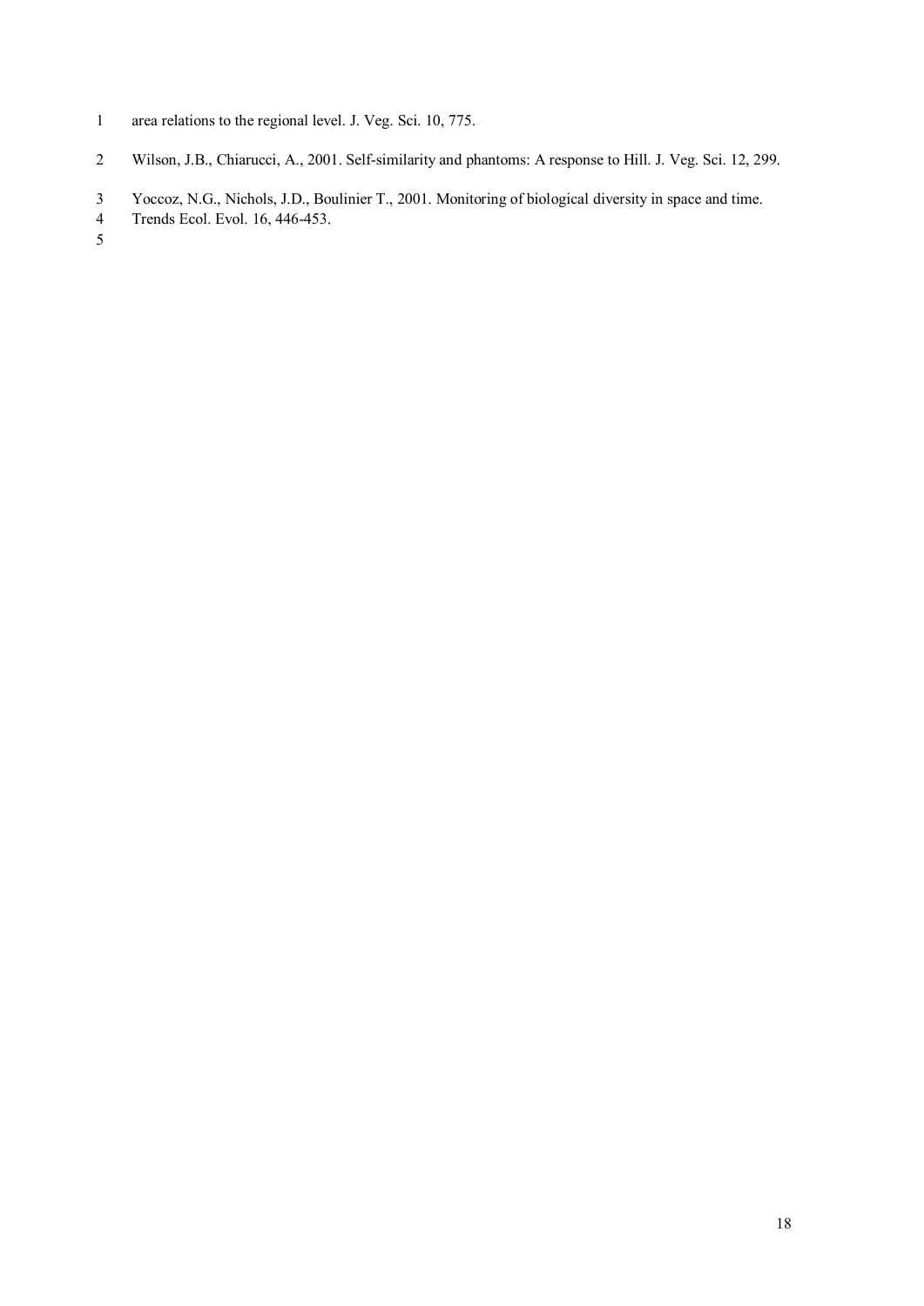area relations to the regional level. J. Veg. Sci. 10, 775.

Wilson, J.B., Chiarucci, A., 2001. Self-similarity and phantoms: A response to Hill. J. Veg. Sci. 12, 299.

Yoccoz, N.G., Nichols, J.D., Boulinier T., 2001. Monitoring of biological diversity in space and time. Trends Ecol. Evol. 16, 446-453.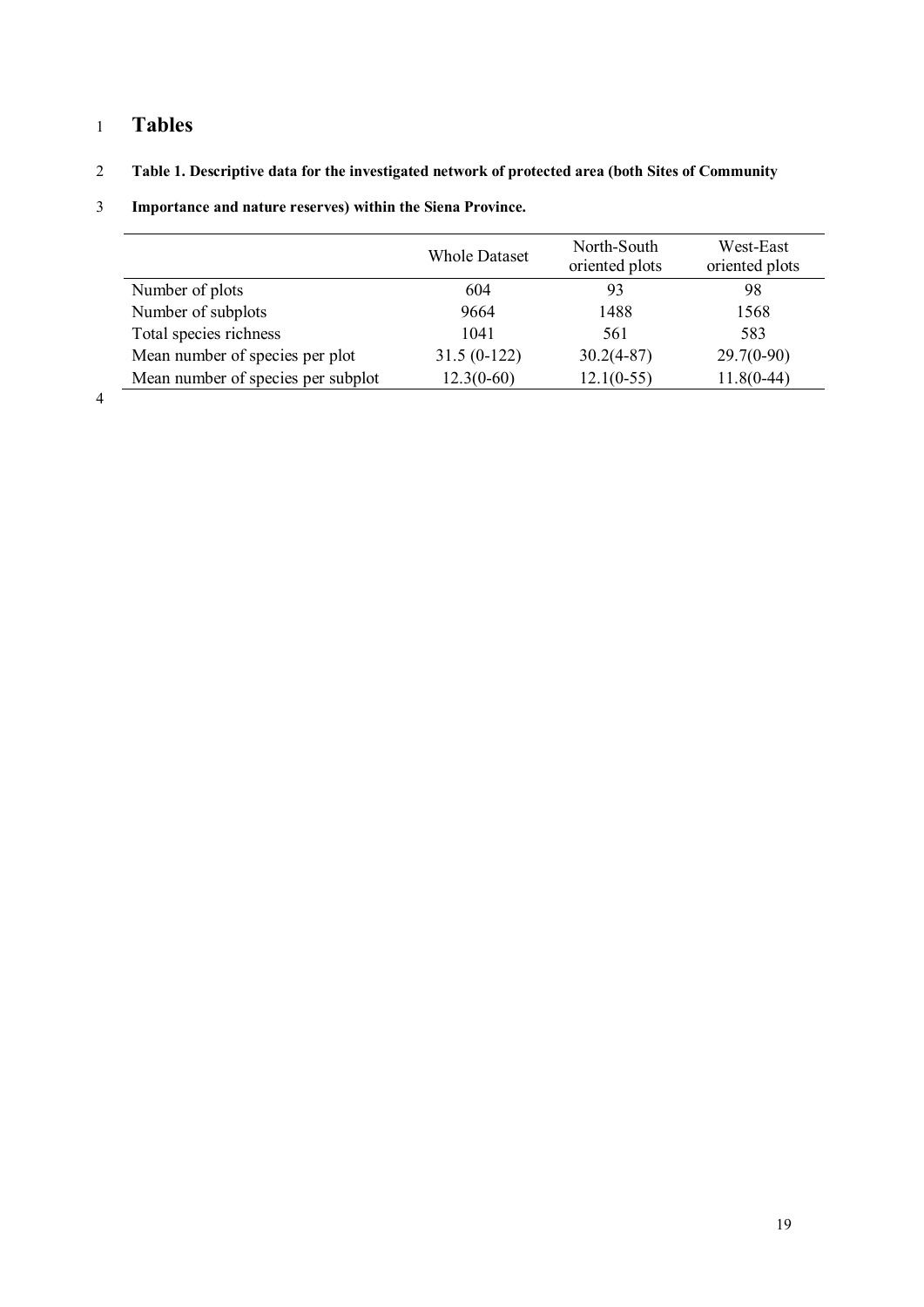# Tables

**Table 1. Descriptive data for the investigated network of protected area (both Sites of Community Importance and nature reserves) within the Siena Province.**

| | Whole Dataset | North-South oriented plots | West-East oriented plots |
|---|---|---|---|
| Number of plots | 604 | 93 | 98 |
| Number of subplots | 9664 | 1488 | 1568 |
| Total species richness | 1041 | 561 | 583 |
| Mean number of species per plot | 31.5 (0-122) | 30.2(4-87) | 29.7(0-90) |
| Mean number of species per subplot | 12.3(0-60) | 12.1(0-55) | 11.8(0-44) |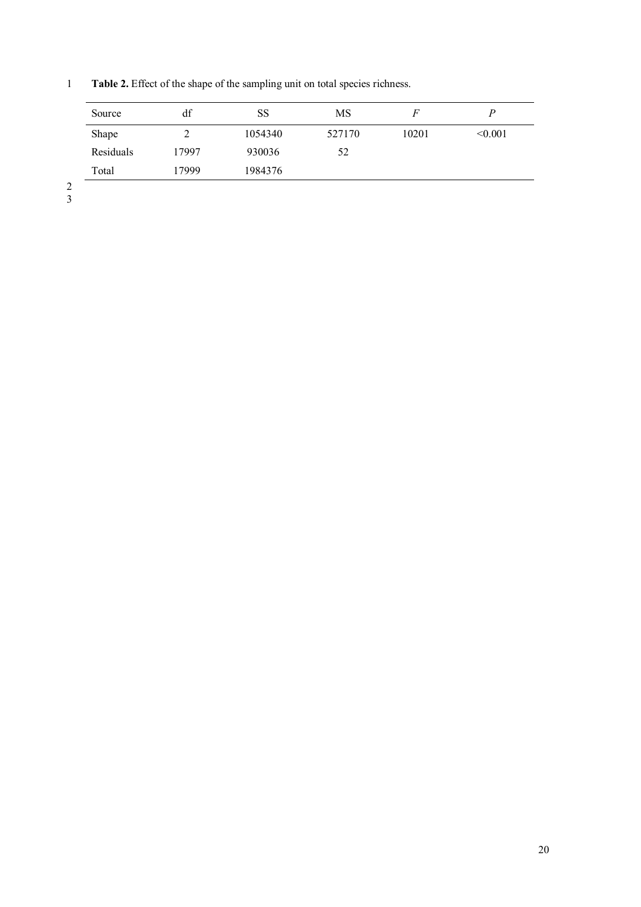**Table 2.** Effect of the shape of the sampling unit on total species richness.

| Source | df | SS | MS | $F$ | $P$ |
|---|---|---|---|---|---|
| Shape | 2 | 1054340 | 527170 | 10201 | <0.001 |
| Residuals | 17997 | 930036 | 52 | | |
| Total | 17999 | 1984376 | | | |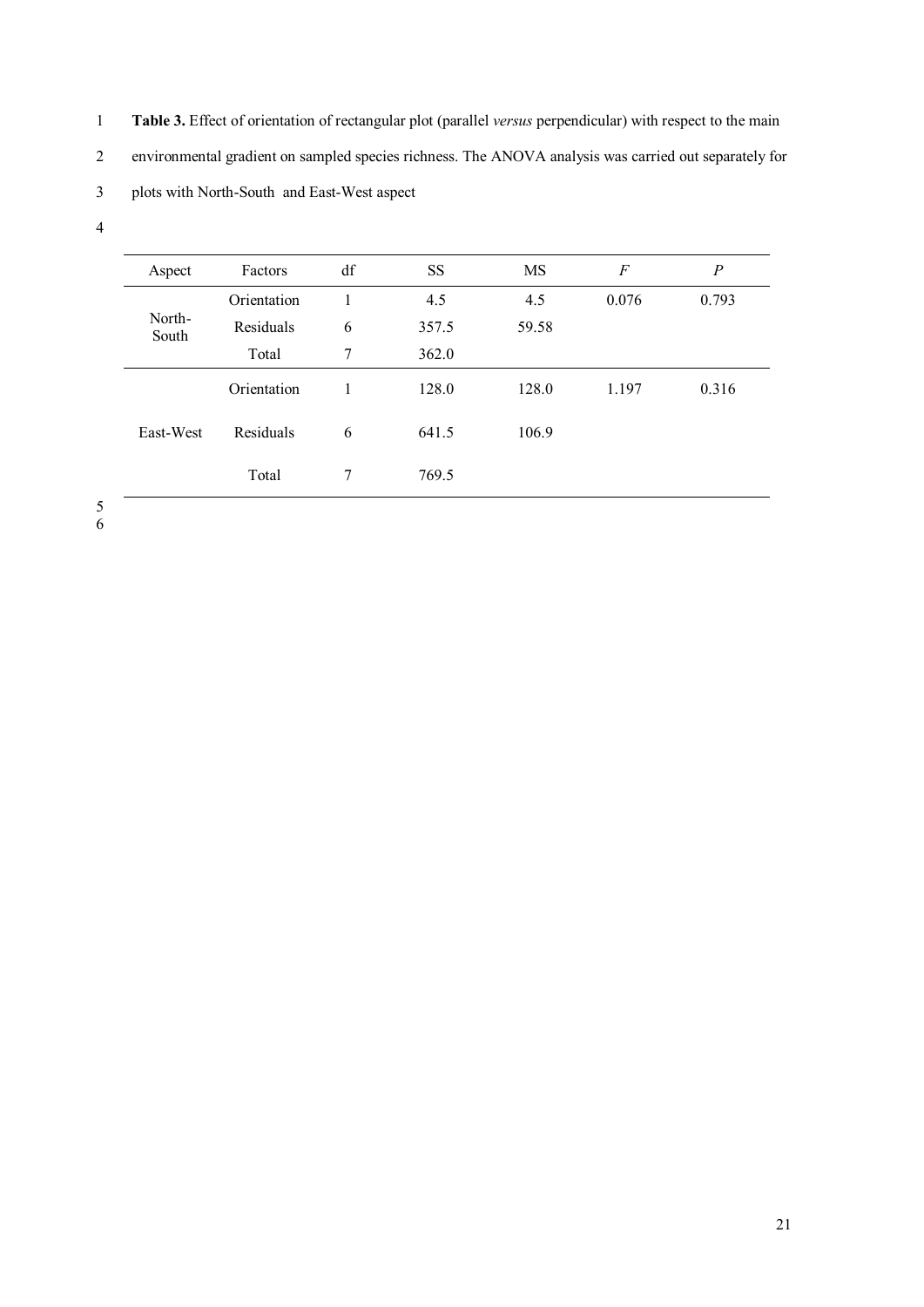**Table 3.** Effect of orientation of rectangular plot (parallel *versus* perpendicular) with respect to the main environmental gradient on sampled species richness. The ANOVA analysis was carried out separately for plots with North-South and East-West aspect

| Aspect | Factors | df | SS | MS | *F* | *P* |
|---|---|---|---|---|---|---|
| North-South | Orientation | 1 | 4.5 | 4.5 | 0.076 | 0.793 |
| | Residuals | 6 | 357.5 | 59.58 | | |
| | Total | 7 | 362.0 | | | |
| East-West | Orientation | 1 | 128.0 | 128.0 | 1.197 | 0.316 |
| | Residuals | 6 | 641.5 | 106.9 | | |
| | Total | 7 | 769.5 | | | |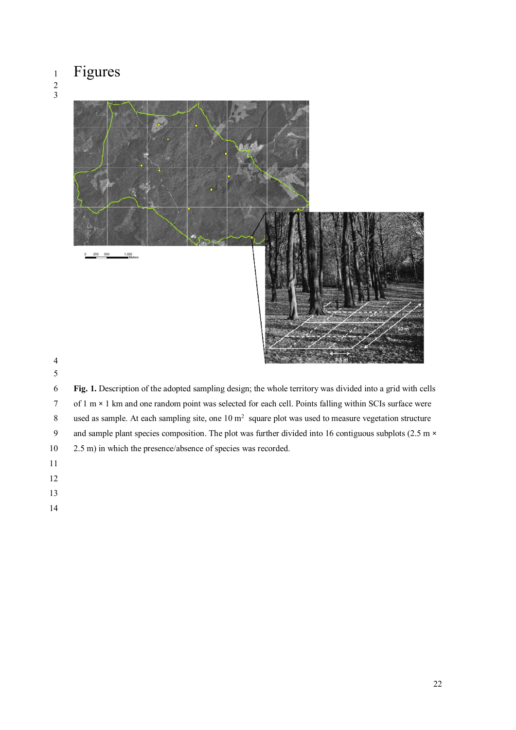# Figures

**Fig. 1.** Description of the adopted sampling design; the whole territory was divided into a grid with cells of 1 m × 1 km and one random point was selected for each cell. Points falling within SCIs surface were used as sample. At each sampling site, one 10 m$^2$ square plot was used to measure vegetation structure and sample plant species composition. The plot was further divided into 16 contiguous subplots (2.5 m × 2.5 m) in which the presence/absence of species was recorded.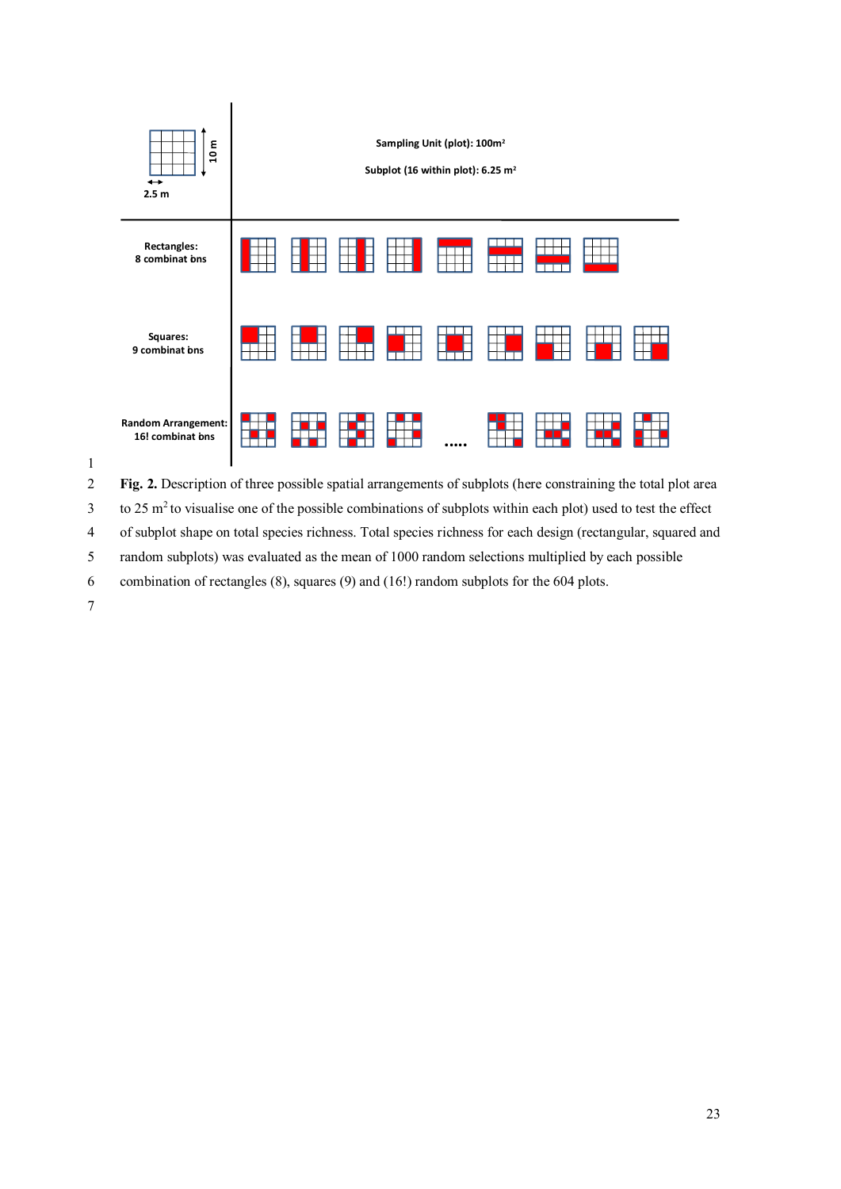**Fig. 2.** Description of three possible spatial arrangements of subplots (here constraining the total plot area to 25 m$^2$ to visualise one of the possible combinations of subplots within each plot) used to test the effect of subplot shape on total species richness. Total species richness for each design (rectangular, squared and random subplots) was evaluated as the mean of 1000 random selections multiplied by each possible combination of rectangles (8), squares (9) and (16!) random subplots for the 604 plots.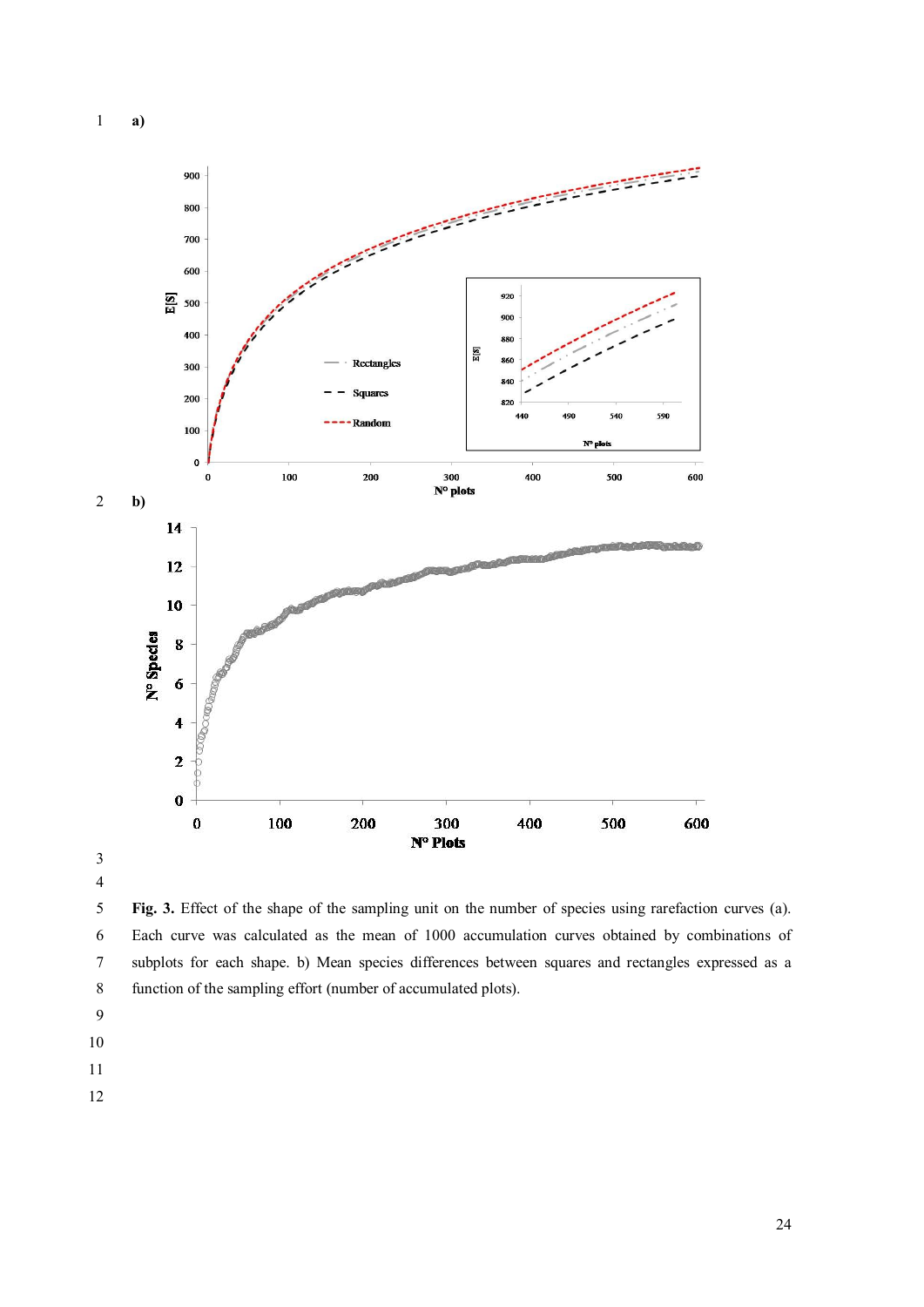a)

b)

**Fig. 3.** Effect of the shape of the sampling unit on the number of species using rarefaction curves (a). Each curve was calculated as the mean of 1000 accumulation curves obtained by combinations of subplots for each shape. b) Mean species differences between squares and rectangles expressed as a function of the sampling effort (number of accumulated plots).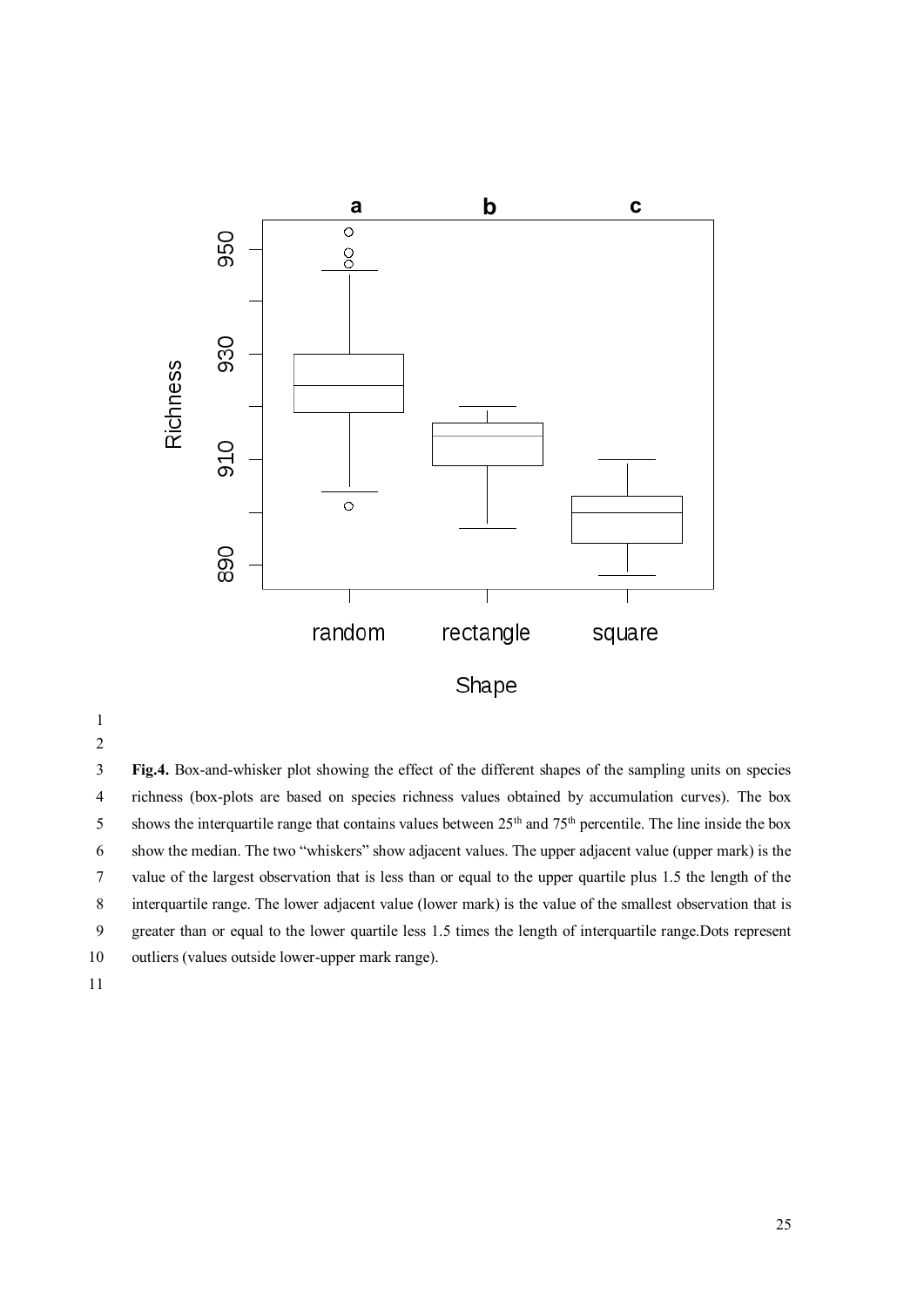**Fig.4.** Box-and-whisker plot showing the effect of the different shapes of the sampling units on species richness (box-plots are based on species richness values obtained by accumulation curves). The box shows the interquartile range that contains values between 25th and 75th percentile. The line inside the box show the median. The two “whiskers” show adjacent values. The upper adjacent value (upper mark) is the value of the largest observation that is less than or equal to the upper quartile plus 1.5 the length of the interquartile range. The lower adjacent value (lower mark) is the value of the smallest observation that is greater than or equal to the lower quartile less 1.5 times the length of interquartile range.Dots represent outliers (values outside lower-upper mark range).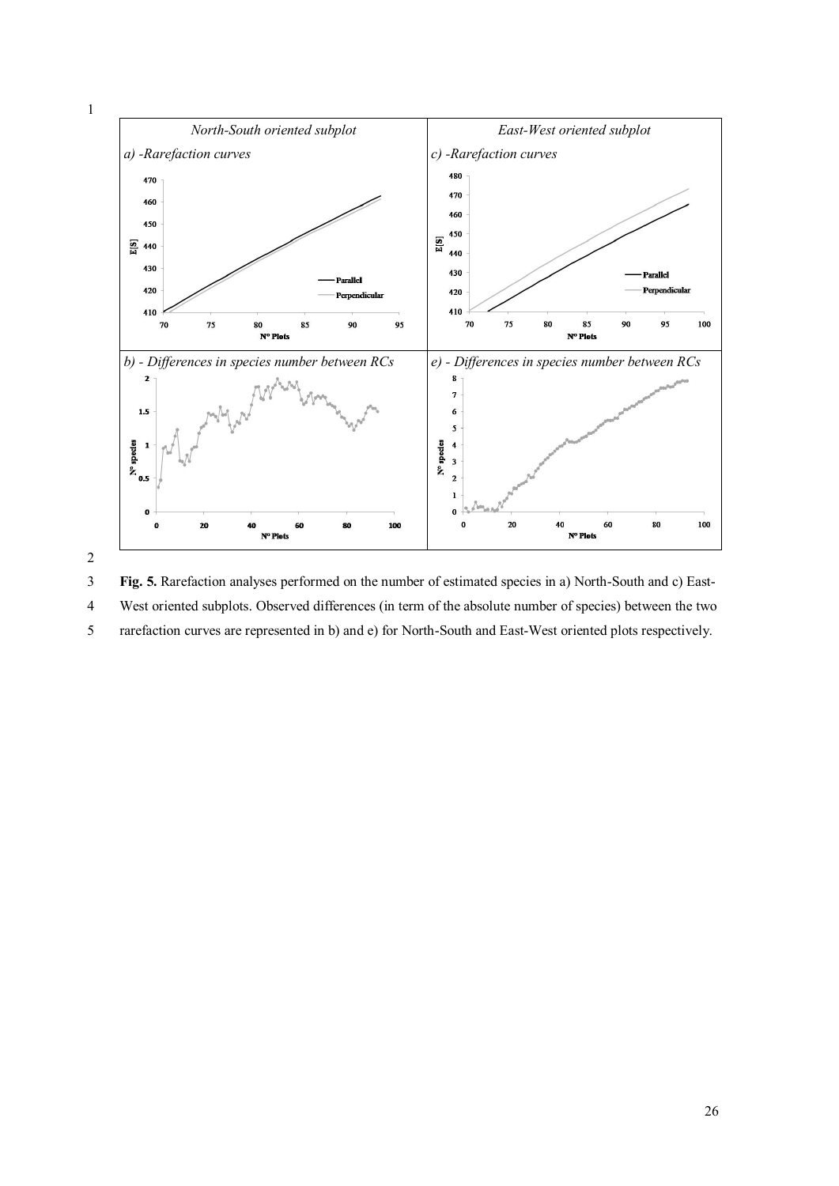North-South oriented subplot

*a) -Rarefaction curves*

470
460
450
440
430
420
410

E[S]

70 75 80 85 90 95

Nº Plots

Parallel
Perpendicular

East-West oriented subplot

*c) -Rarefaction curves*

480
470
460
450
440
430
420
410

E[S]

70 75 80 85 90 95 100

Nº Plots

Parallel
Perpendicular

*b) - Differences in species number between RCs*

2
1.5
1
0.5
0

Nº species

0 20 40 60 80 100

Nº Plots

*e) - Differences in species number between RCs*

8
7
6
5
4
3
2
1
0

Nº species

0 20 40 60 80 100

Nº Plots

**Fig. 5.** Rarefaction analyses performed on the number of estimated species in a) North-South and c) East-West oriented subplots. Observed differences (in term of the absolute number of species) between the two rarefaction curves are represented in b) and e) for North-South and East-West oriented plots respectively.